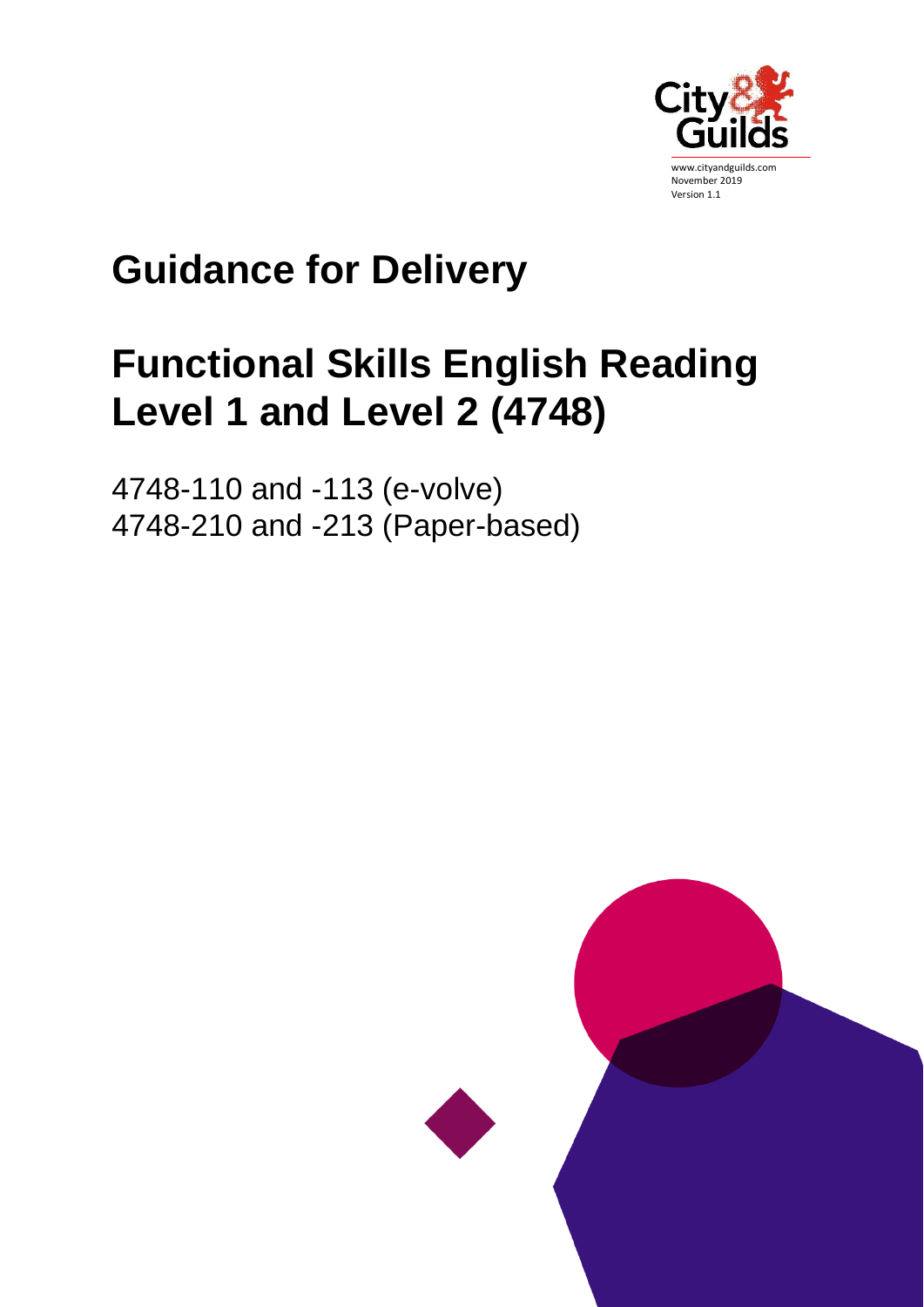www.cityandguilds.com
November 2019
Version 1.1

# Guidance for Delivery

# Functional Skills English Reading Level 1 and Level 2 (4748)

4748-110 and -113 (e-volve)
4748-210 and -213 (Paper-based)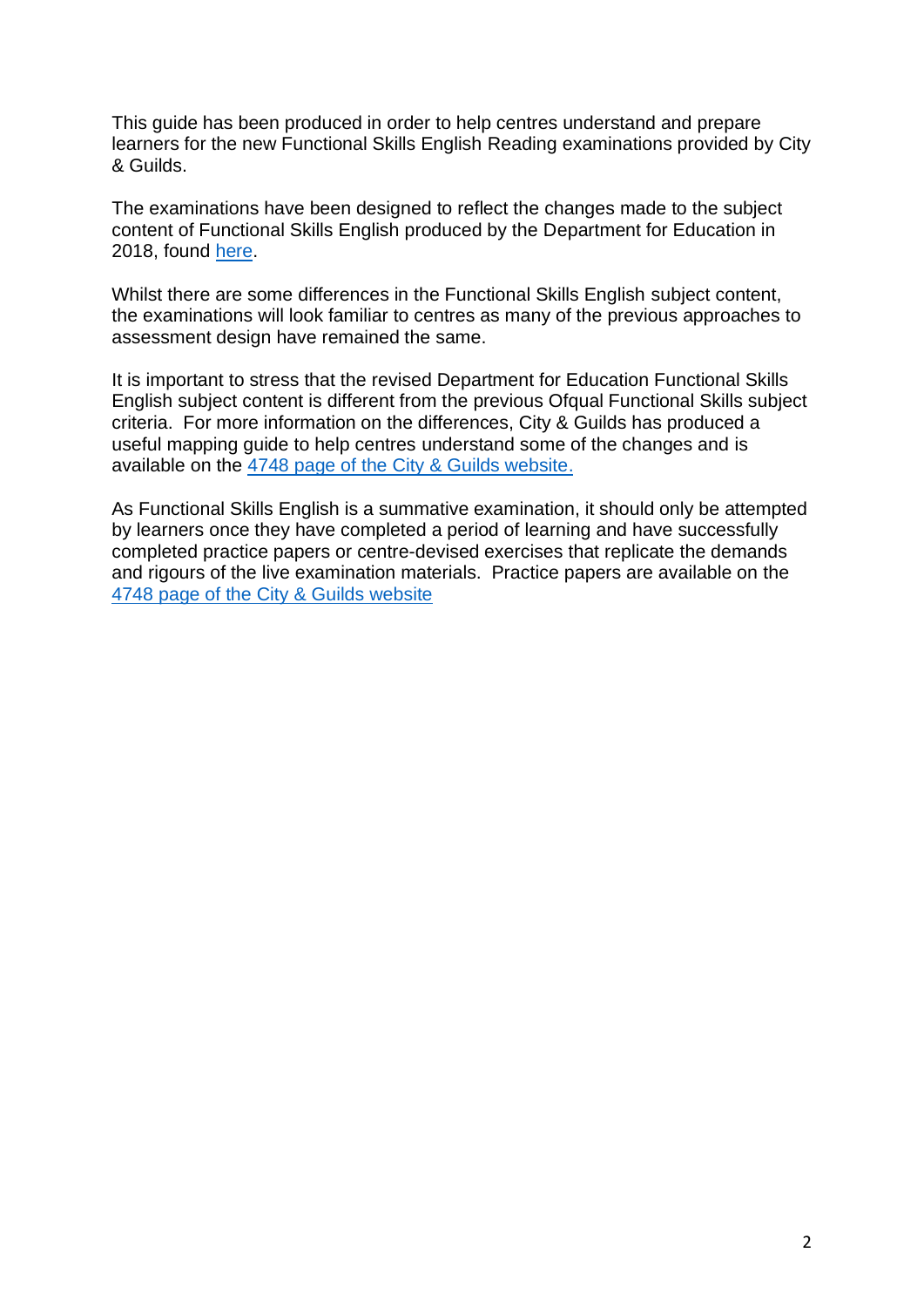This guide has been produced in order to help centres understand and prepare learners for the new Functional Skills English Reading examinations provided by City & Guilds.

The examinations have been designed to reflect the changes made to the subject content of Functional Skills English produced by the Department for Education in 2018, found here.

Whilst there are some differences in the Functional Skills English subject content, the examinations will look familiar to centres as many of the previous approaches to assessment design have remained the same.

It is important to stress that the revised Department for Education Functional Skills English subject content is different from the previous Ofqual Functional Skills subject criteria. For more information on the differences, City & Guilds has produced a useful mapping guide to help centres understand some of the changes and is available on the 4748 page of the City & Guilds website.

As Functional Skills English is a summative examination, it should only be attempted by learners once they have completed a period of learning and have successfully completed practice papers or centre-devised exercises that replicate the demands and rigours of the live examination materials. Practice papers are available on the 4748 page of the City & Guilds website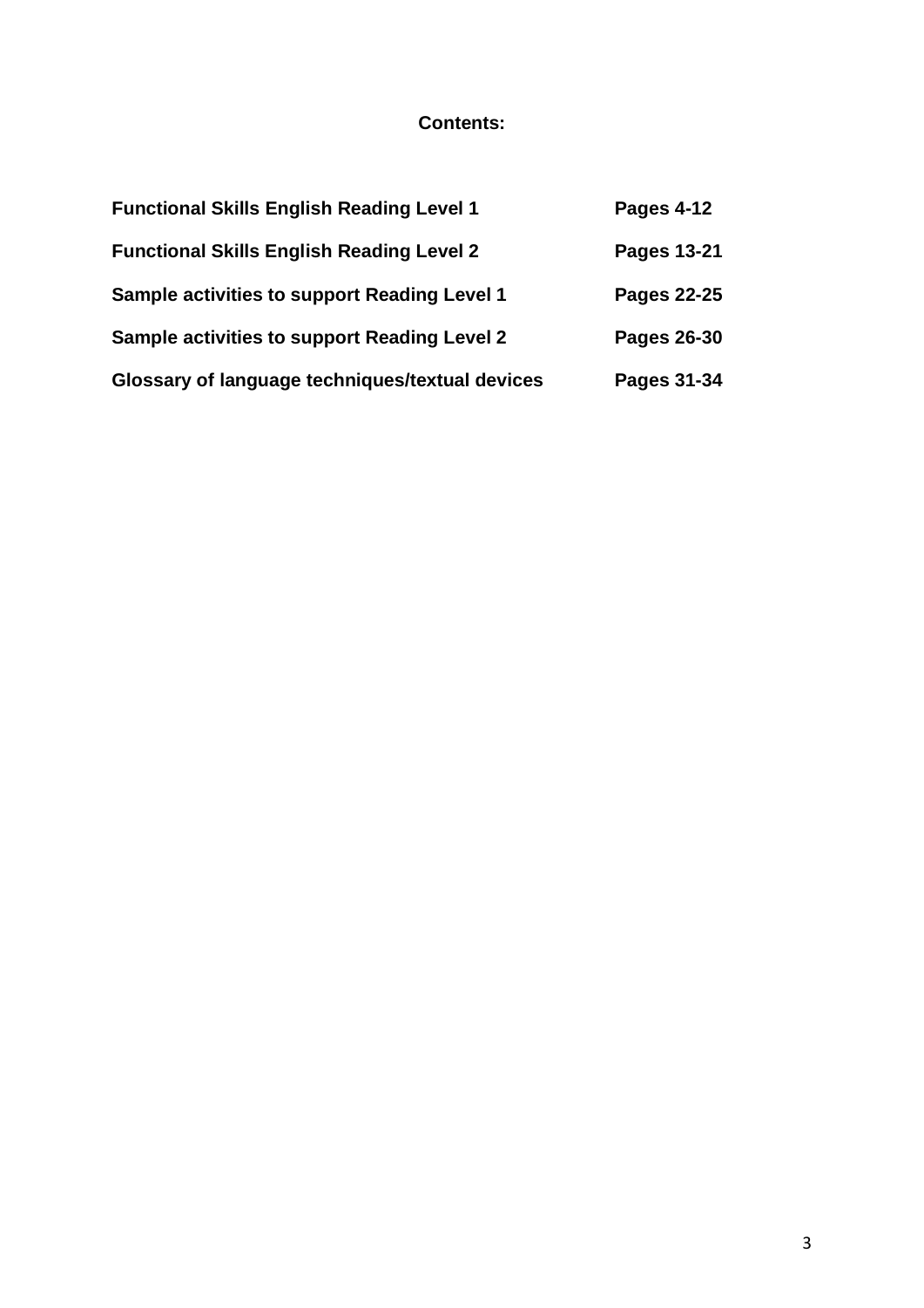**Contents:**

| | |
|---|---|
| **Functional Skills English Reading Level 1** | **Pages 4-12** |
| **Functional Skills English Reading Level 2** | **Pages 13-21** |
| **Sample activities to support Reading Level 1** | **Pages 22-25** |
| **Sample activities to support Reading Level 2** | **Pages 26-30** |
| **Glossary of language techniques/textual devices** | **Pages 31-34** |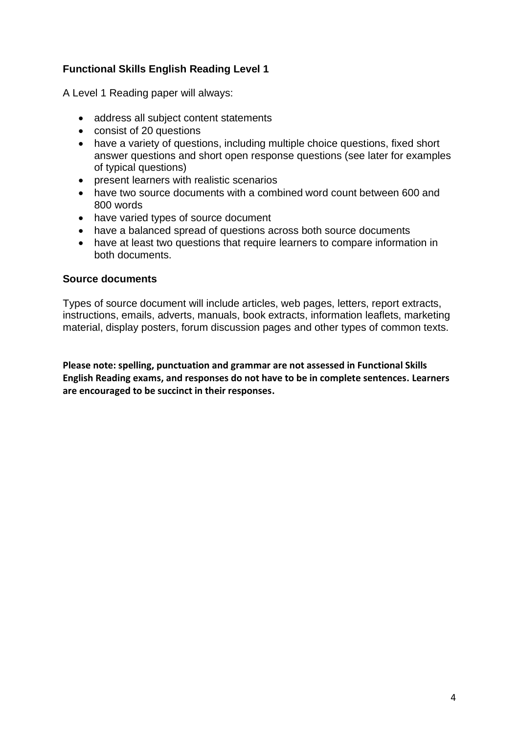### Functional Skills English Reading Level 1

A Level 1 Reading paper will always:

- address all subject content statements
- consist of 20 questions
- have a variety of questions, including multiple choice questions, fixed short answer questions and short open response questions (see later for examples of typical questions)
- present learners with realistic scenarios
- have two source documents with a combined word count between 600 and 800 words
- have varied types of source document
- have a balanced spread of questions across both source documents
- have at least two questions that require learners to compare information in both documents.

### Source documents

Types of source document will include articles, web pages, letters, report extracts, instructions, emails, adverts, manuals, book extracts, information leaflets, marketing material, display posters, forum discussion pages and other types of common texts.

**Please note: spelling, punctuation and grammar are not assessed in Functional Skills English Reading exams, and responses do not have to be in complete sentences. Learners are encouraged to be succinct in their responses.**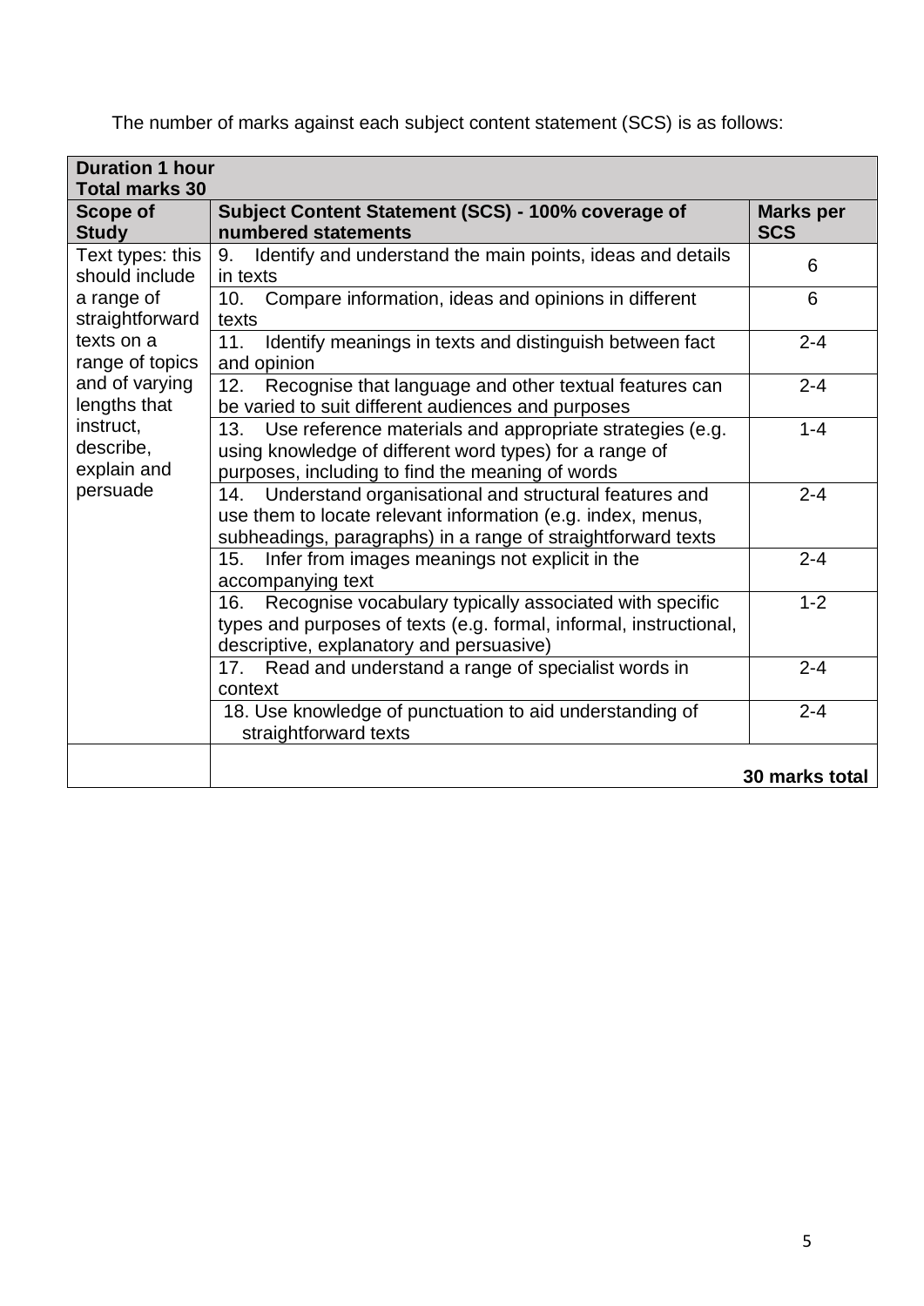The number of marks against each subject content statement (SCS) is as follows:

| **Duration 1 hour**<br>**Total marks 30** | | |
|---|---|---|
| **Scope of Study** | **Subject Content Statement (SCS) - 100% coverage of numbered statements** | **Marks per SCS** |
| Text types: this should include a range of straightforward texts on a range of topics and of varying lengths that instruct, describe, explain and persuade | 9. Identify and understand the main points, ideas and details in texts | 6 |
| | 10. Compare information, ideas and opinions in different texts | 6 |
| | 11. Identify meanings in texts and distinguish between fact and opinion | 2-4 |
| | 12. Recognise that language and other textual features can be varied to suit different audiences and purposes | 2-4 |
| | 13. Use reference materials and appropriate strategies (e.g. using knowledge of different word types) for a range of purposes, including to find the meaning of words | 1-4 |
| | 14. Understand organisational and structural features and use them to locate relevant information (e.g. index, menus, subheadings, paragraphs) in a range of straightforward texts | 2-4 |
| | 15. Infer from images meanings not explicit in the accompanying text | 2-4 |
| | 16. Recognise vocabulary typically associated with specific types and purposes of texts (e.g. formal, informal, instructional, descriptive, explanatory and persuasive) | 1-2 |
| | 17. Read and understand a range of specialist words in context | 2-4 |
| | 18. Use knowledge of punctuation to aid understanding of straightforward texts | 2-4 |
| | | **30 marks total** |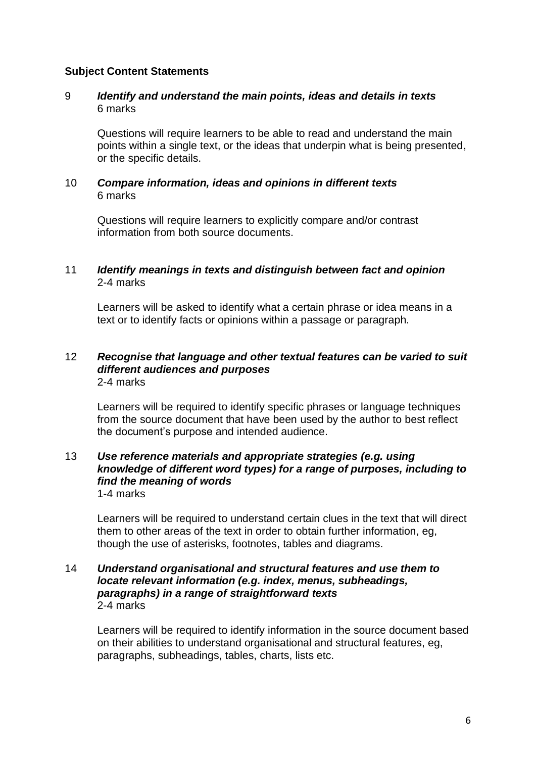**Subject Content Statements**

9 ***Identify and understand the main points, ideas and details in texts***
6 marks

Questions will require learners to be able to read and understand the main points within a single text, or the ideas that underpin what is being presented, or the specific details.

10 ***Compare information, ideas and opinions in different texts***
6 marks

Questions will require learners to explicitly compare and/or contrast information from both source documents.

11 ***Identify meanings in texts and distinguish between fact and opinion***
2-4 marks

Learners will be asked to identify what a certain phrase or idea means in a text or to identify facts or opinions within a passage or paragraph.

12 ***Recognise that language and other textual features can be varied to suit different audiences and purposes***
2-4 marks

Learners will be required to identify specific phrases or language techniques from the source document that have been used by the author to best reflect the document's purpose and intended audience.

13 ***Use reference materials and appropriate strategies (e.g. using knowledge of different word types) for a range of purposes, including to find the meaning of words***
1-4 marks

Learners will be required to understand certain clues in the text that will direct them to other areas of the text in order to obtain further information, eg, though the use of asterisks, footnotes, tables and diagrams.

14 ***Understand organisational and structural features and use them to locate relevant information (e.g. index, menus, subheadings, paragraphs) in a range of straightforward texts***
2-4 marks

Learners will be required to identify information in the source document based on their abilities to understand organisational and structural features, eg, paragraphs, subheadings, tables, charts, lists etc.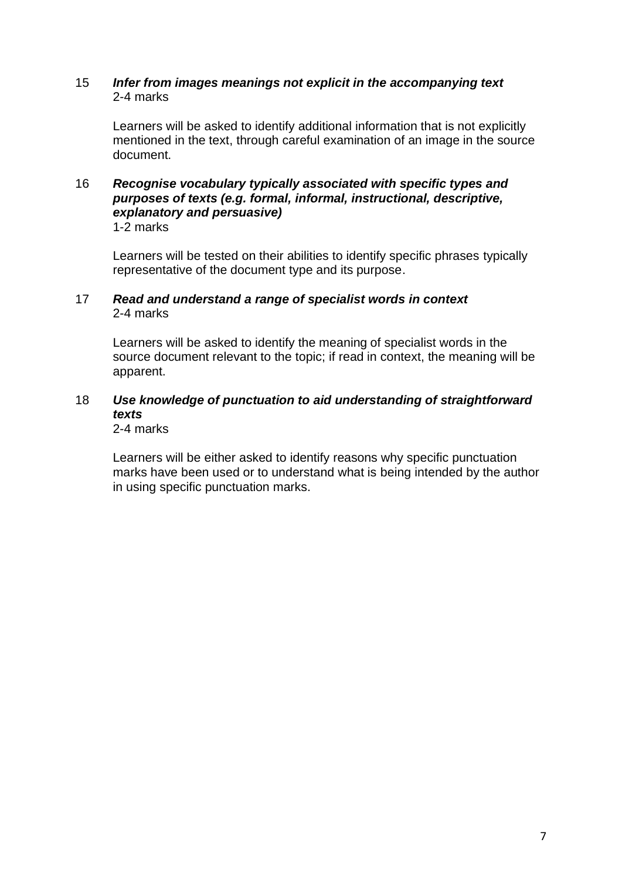15 ***Infer from images meanings not explicit in the accompanying text***
2-4 marks

Learners will be asked to identify additional information that is not explicitly mentioned in the text, through careful examination of an image in the source document.

16 ***Recognise vocabulary typically associated with specific types and purposes of texts (e.g. formal, informal, instructional, descriptive, explanatory and persuasive)***
1-2 marks

Learners will be tested on their abilities to identify specific phrases typically representative of the document type and its purpose.

17 ***Read and understand a range of specialist words in context***
2-4 marks

Learners will be asked to identify the meaning of specialist words in the source document relevant to the topic; if read in context, the meaning will be apparent.

18 ***Use knowledge of punctuation to aid understanding of straightforward texts***
2-4 marks

Learners will be either asked to identify reasons why specific punctuation marks have been used or to understand what is being intended by the author in using specific punctuation marks.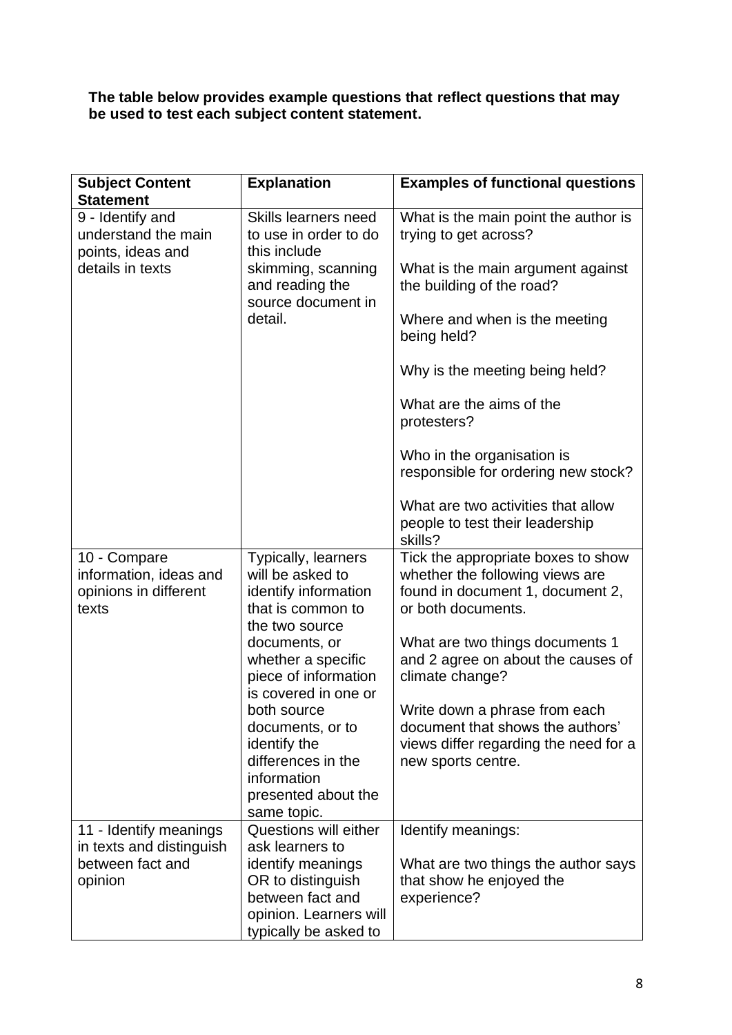**The table below provides example questions that reflect questions that may be used to test each subject content statement.**

| **Subject Content Statement** | **Explanation** | **Examples of functional questions** |
|---|---|---|
| 9 - Identify and understand the main points, ideas and details in texts | Skills learners need to use in order to do this include skimming, scanning and reading the source document in detail. | What is the main point the author is trying to get across?<br><br>What is the main argument against the building of the road?<br><br>Where and when is the meeting being held?<br><br>Why is the meeting being held?<br><br>What are the aims of the protesters?<br><br>Who in the organisation is responsible for ordering new stock?<br><br>What are two activities that allow people to test their leadership skills? |
| 10 - Compare information, ideas and opinions in different texts | Typically, learners will be asked to identify information that is common to the two source documents, or whether a specific piece of information is covered in one or both source documents, or to identify the differences in the information presented about the same topic. | Tick the appropriate boxes to show whether the following views are found in document 1, document 2, or both documents.<br><br>What are two things documents 1 and 2 agree on about the causes of climate change?<br><br>Write down a phrase from each document that shows the authors' views differ regarding the need for a new sports centre. |
| 11 - Identify meanings in texts and distinguish between fact and opinion | Questions will either ask learners to identify meanings OR to distinguish between fact and opinion. Learners will typically be asked to | Identify meanings:<br><br>What are two things the author says that show he enjoyed the experience? |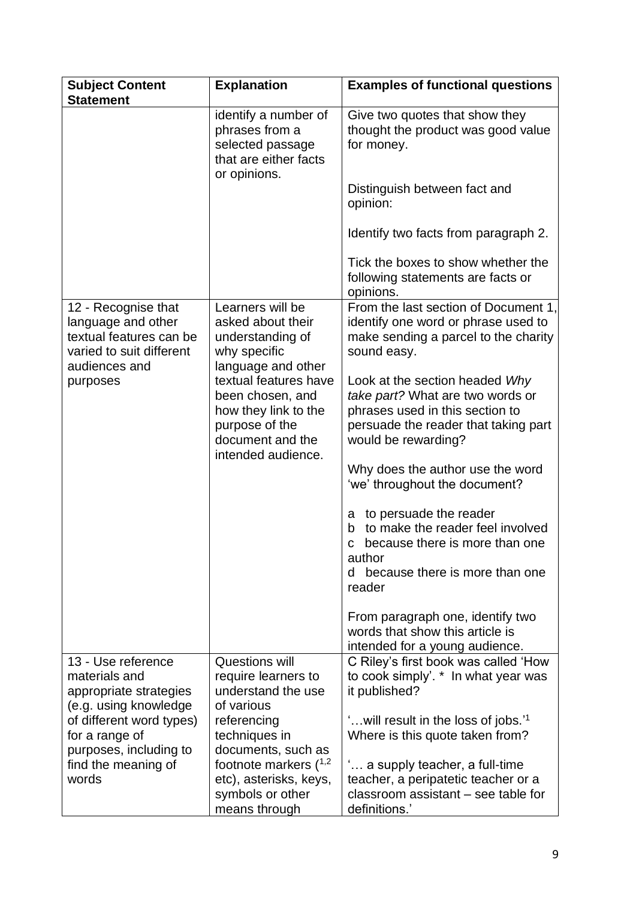| Subject Content Statement | Explanation | Examples of functional questions |
|---|---|---|
| | identify a number of phrases from a selected passage that are either facts or opinions. | Give two quotes that show they thought the product was good value for money.<br><br>Distinguish between fact and opinion:<br><br>Identify two facts from paragraph 2.<br><br>Tick the boxes to show whether the following statements are facts or opinions. |
| 12 - Recognise that language and other textual features can be varied to suit different audiences and purposes | Learners will be asked about their understanding of why specific language and other textual features have been chosen, and how they link to the purpose of the document and the intended audience. | From the last section of Document 1, identify one word or phrase used to make sending a parcel to the charity sound easy.<br><br>Look at the section headed *Why take part?* What are two words or phrases used in this section to persuade the reader that taking part would be rewarding?<br><br>Why does the author use the word 'we' throughout the document?<br><br>a to persuade the reader<br>b to make the reader feel involved<br>c because there is more than one author<br>d because there is more than one reader<br><br>From paragraph one, identify two words that show this article is intended for a young audience. |
| 13 - Use reference materials and appropriate strategies (e.g. using knowledge of different word types) for a range of purposes, including to find the meaning of words | Questions will require learners to understand the use of various referencing techniques in documents, such as footnote markers ([1,2] etc), asterisks, keys, symbols or other means through | C Riley's first book was called 'How to cook simply'. * In what year was it published?<br><br>'…will result in the loss of jobs.'[1] Where is this quote taken from?<br><br>'… a supply teacher, a full-time teacher, a peripatetic teacher or a classroom assistant – see table for definitions.' |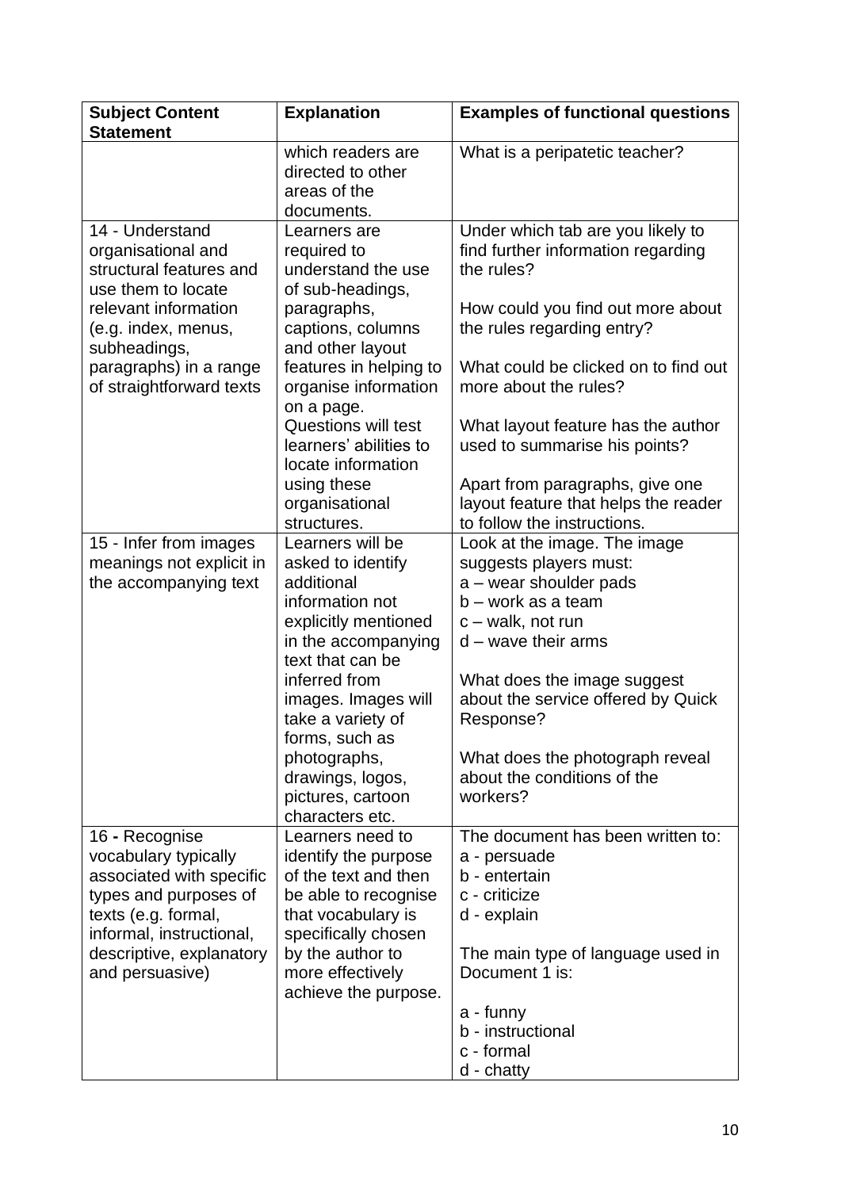| Subject Content Statement | Explanation | Examples of functional questions |
|---|---|---|
| | which readers are directed to other areas of the documents. | What is a peripatetic teacher? |
| 14 - Understand organisational and structural features and use them to locate relevant information (e.g. index, menus, subheadings, paragraphs) in a range of straightforward texts | Learners are required to understand the use of sub-headings, paragraphs, captions, columns and other layout features in helping to organise information on a page. Questions will test learners' abilities to locate information using these organisational structures. | Under which tab are you likely to find further information regarding the rules?<br><br>How could you find out more about the rules regarding entry?<br><br>What could be clicked on to find out more about the rules?<br><br>What layout feature has the author used to summarise his points?<br><br>Apart from paragraphs, give one layout feature that helps the reader to follow the instructions. |
| 15 - Infer from images meanings not explicit in the accompanying text | Learners will be asked to identify additional information not explicitly mentioned in the accompanying text that can be inferred from images. Images will take a variety of forms, such as photographs, drawings, logos, pictures, cartoon characters etc. | Look at the image. The image suggests players must:<br>a – wear shoulder pads<br>b – work as a team<br>c – walk, not run<br>d – wave their arms<br><br>What does the image suggest about the service offered by Quick Response?<br><br>What does the photograph reveal about the conditions of the workers? |
| 16 - Recognise vocabulary typically associated with specific types and purposes of texts (e.g. formal, informal, instructional, descriptive, explanatory and persuasive) | Learners need to identify the purpose of the text and then be able to recognise that vocabulary is specifically chosen by the author to more effectively achieve the purpose. | The document has been written to:<br>a - persuade<br>b - entertain<br>c - criticize<br>d - explain<br><br>The main type of language used in Document 1 is:<br><br>a - funny<br>b - instructional<br>c - formal<br>d - chatty |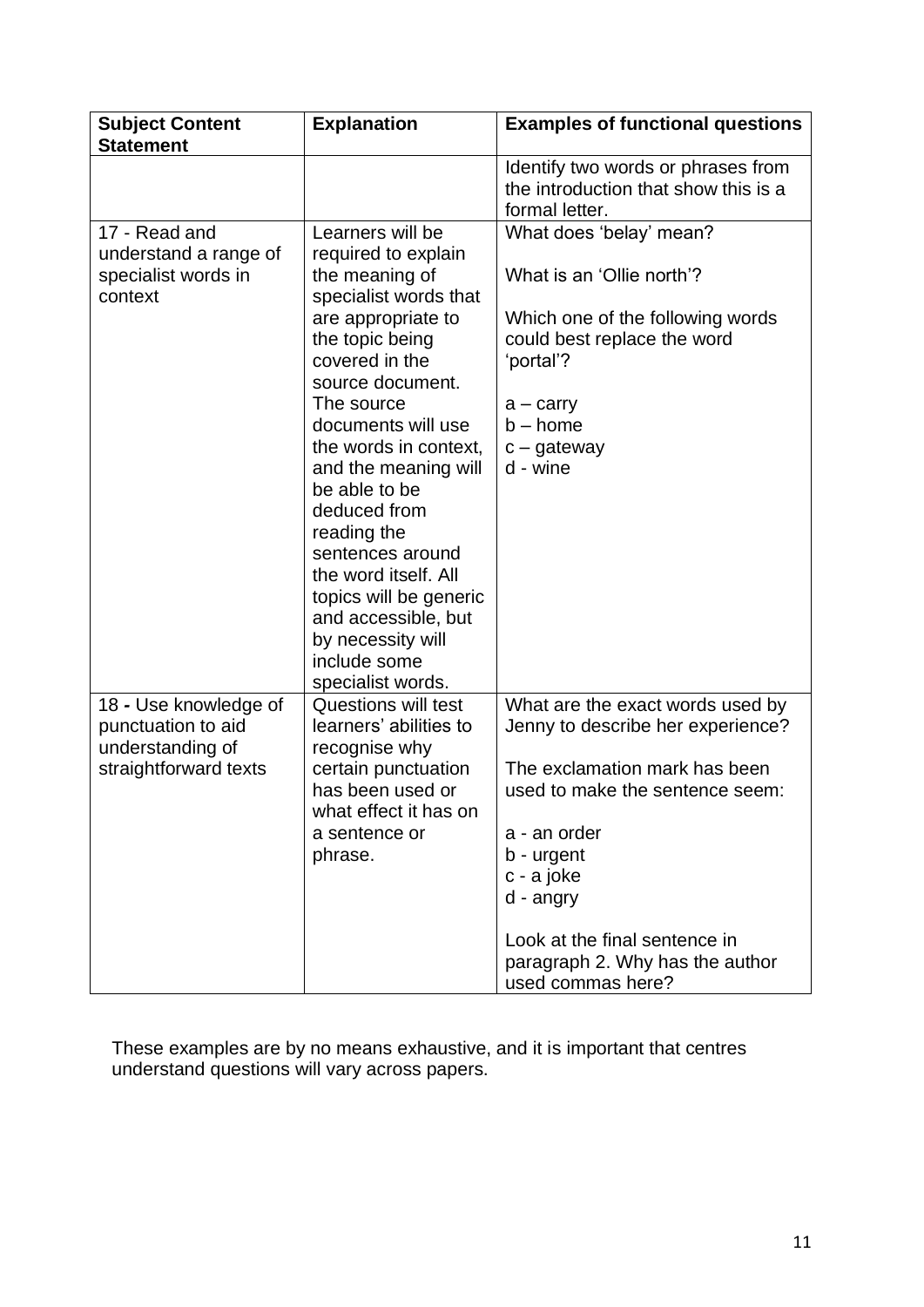| Subject Content Statement | Explanation | Examples of functional questions |
|---|---|---|
| | | Identify two words or phrases from the introduction that show this is a formal letter. |
| 17 - Read and understand a range of specialist words in context | Learners will be required to explain the meaning of specialist words that are appropriate to the topic being covered in the source document. The source documents will use the words in context, and the meaning will be able to be deduced from reading the sentences around the word itself. All topics will be generic and accessible, but by necessity will include some specialist words. | What does 'belay' mean?<br><br>What is an 'Ollie north'?<br><br>Which one of the following words could best replace the word 'portal'?<br><br>a – carry<br>b – home<br>c – gateway<br>d - wine |
| 18 - Use knowledge of punctuation to aid understanding of straightforward texts | Questions will test learners' abilities to recognise why certain punctuation has been used or what effect it has on a sentence or phrase. | What are the exact words used by Jenny to describe her experience?<br><br>The exclamation mark has been used to make the sentence seem:<br><br>a - an order<br>b - urgent<br>c - a joke<br>d - angry<br><br>Look at the final sentence in paragraph 2. Why has the author used commas here? |

These examples are by no means exhaustive, and it is important that centres understand questions will vary across papers.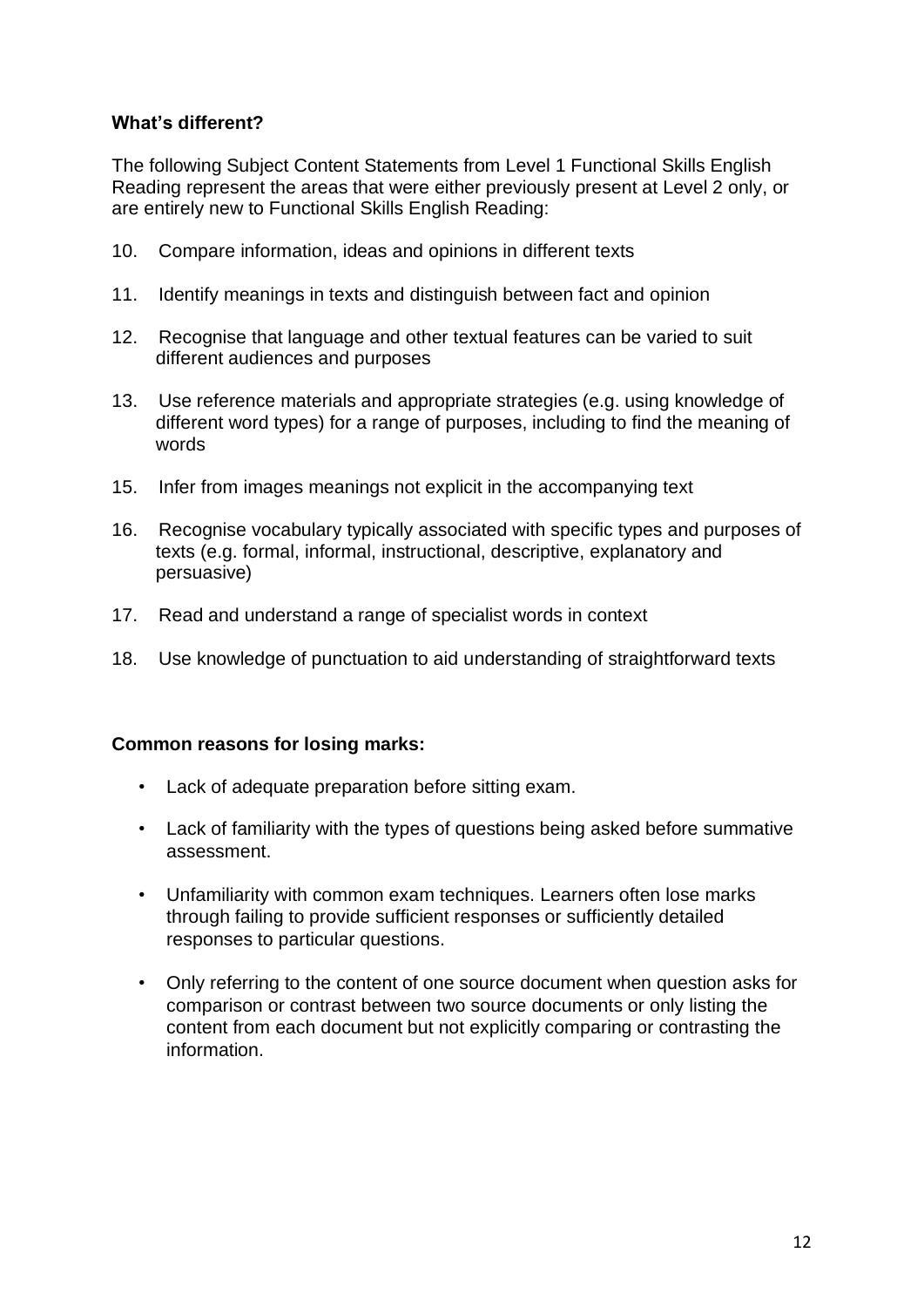**What's different?**

The following Subject Content Statements from Level 1 Functional Skills English Reading represent the areas that were either previously present at Level 2 only, or are entirely new to Functional Skills English Reading:

10. Compare information, ideas and opinions in different texts

11. Identify meanings in texts and distinguish between fact and opinion

12. Recognise that language and other textual features can be varied to suit different audiences and purposes

13. Use reference materials and appropriate strategies (e.g. using knowledge of different word types) for a range of purposes, including to find the meaning of words

15. Infer from images meanings not explicit in the accompanying text

16. Recognise vocabulary typically associated with specific types and purposes of texts (e.g. formal, informal, instructional, descriptive, explanatory and persuasive)

17. Read and understand a range of specialist words in context

18. Use knowledge of punctuation to aid understanding of straightforward texts

**Common reasons for losing marks:**

- Lack of adequate preparation before sitting exam.
- Lack of familiarity with the types of questions being asked before summative assessment.
- Unfamiliarity with common exam techniques. Learners often lose marks through failing to provide sufficient responses or sufficiently detailed responses to particular questions.
- Only referring to the content of one source document when question asks for comparison or contrast between two source documents or only listing the content from each document but not explicitly comparing or contrasting the information.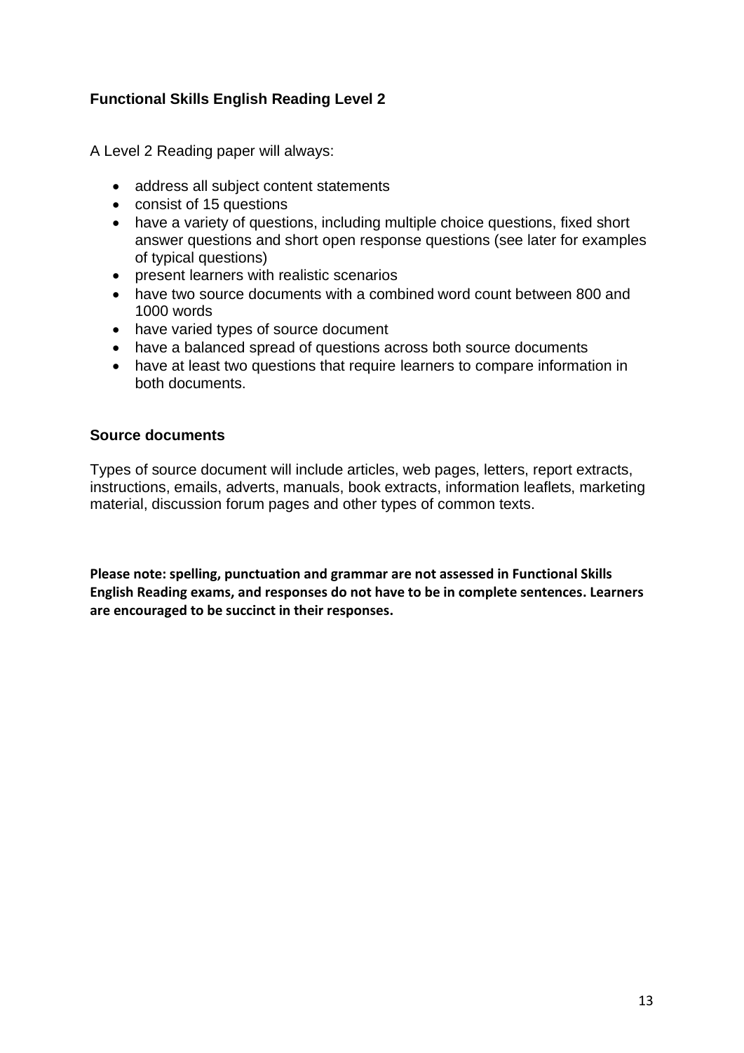## Functional Skills English Reading Level 2

A Level 2 Reading paper will always:

- address all subject content statements
- consist of 15 questions
- have a variety of questions, including multiple choice questions, fixed short answer questions and short open response questions (see later for examples of typical questions)
- present learners with realistic scenarios
- have two source documents with a combined word count between 800 and 1000 words
- have varied types of source document
- have a balanced spread of questions across both source documents
- have at least two questions that require learners to compare information in both documents.

### Source documents

Types of source document will include articles, web pages, letters, report extracts, instructions, emails, adverts, manuals, book extracts, information leaflets, marketing material, discussion forum pages and other types of common texts.

**Please note: spelling, punctuation and grammar are not assessed in Functional Skills English Reading exams, and responses do not have to be in complete sentences. Learners are encouraged to be succinct in their responses.**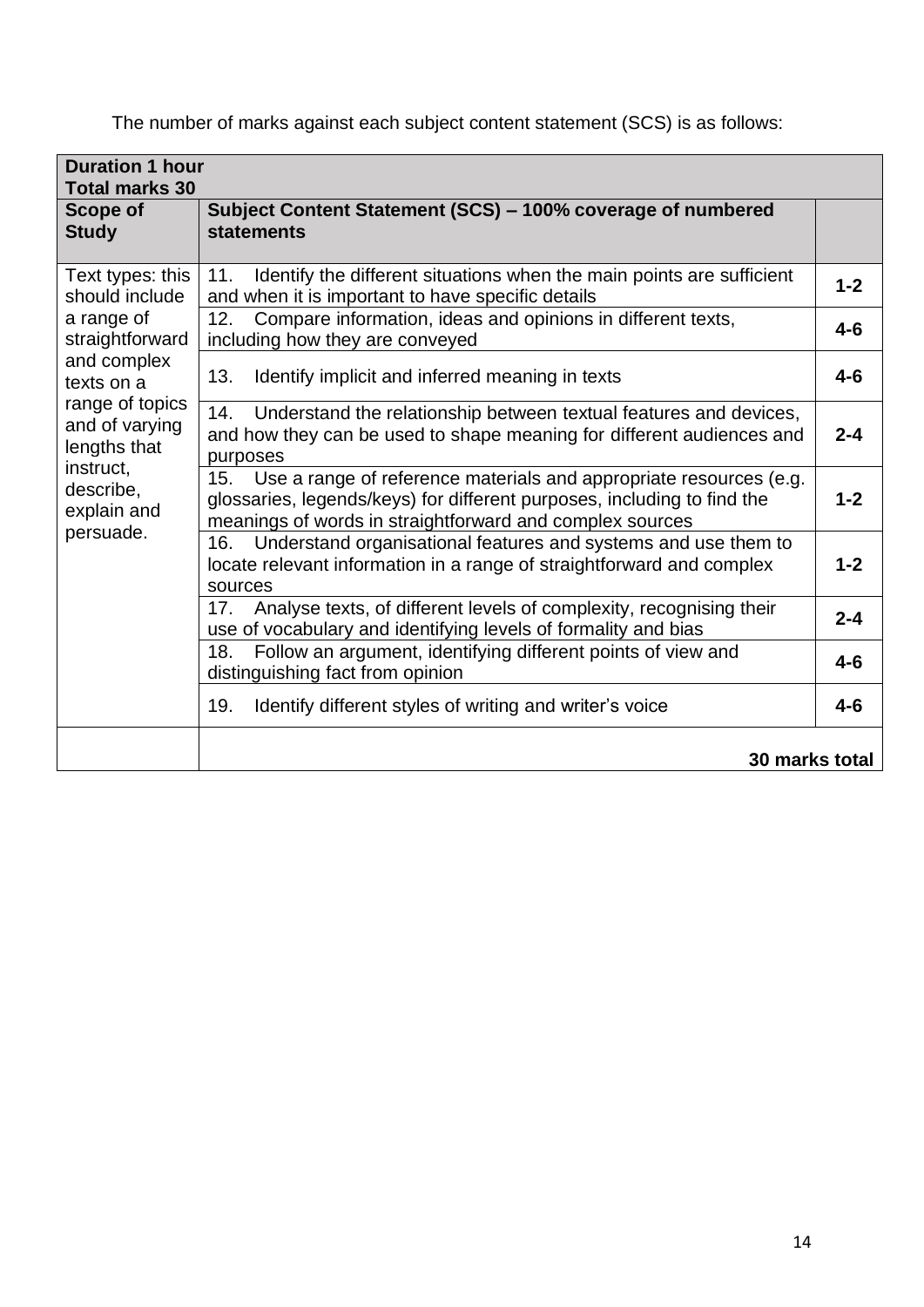The number of marks against each subject content statement (SCS) is as follows:

| **Duration 1 hour**<br>**Total marks 30** | | |
|---|---|---|
| **Scope of Study** | **Subject Content Statement (SCS) – 100% coverage of numbered statements** | |
| Text types: this should include a range of straightforward and complex texts on a range of topics and of varying lengths that instruct, describe, explain and persuade. | 11. Identify the different situations when the main points are sufficient and when it is important to have specific details | **1-2** |
| | 12. Compare information, ideas and opinions in different texts, including how they are conveyed | **4-6** |
| | 13. Identify implicit and inferred meaning in texts | **4-6** |
| | 14. Understand the relationship between textual features and devices, and how they can be used to shape meaning for different audiences and purposes | **2-4** |
| | 15. Use a range of reference materials and appropriate resources (e.g. glossaries, legends/keys) for different purposes, including to find the meanings of words in straightforward and complex sources | **1-2** |
| | 16. Understand organisational features and systems and use them to locate relevant information in a range of straightforward and complex sources | **1-2** |
| | 17. Analyse texts, of different levels of complexity, recognising their use of vocabulary and identifying levels of formality and bias | **2-4** |
| | 18. Follow an argument, identifying different points of view and distinguishing fact from opinion | **4-6** |
| | 19. Identify different styles of writing and writer's voice | **4-6** |
| | **30 marks total** | |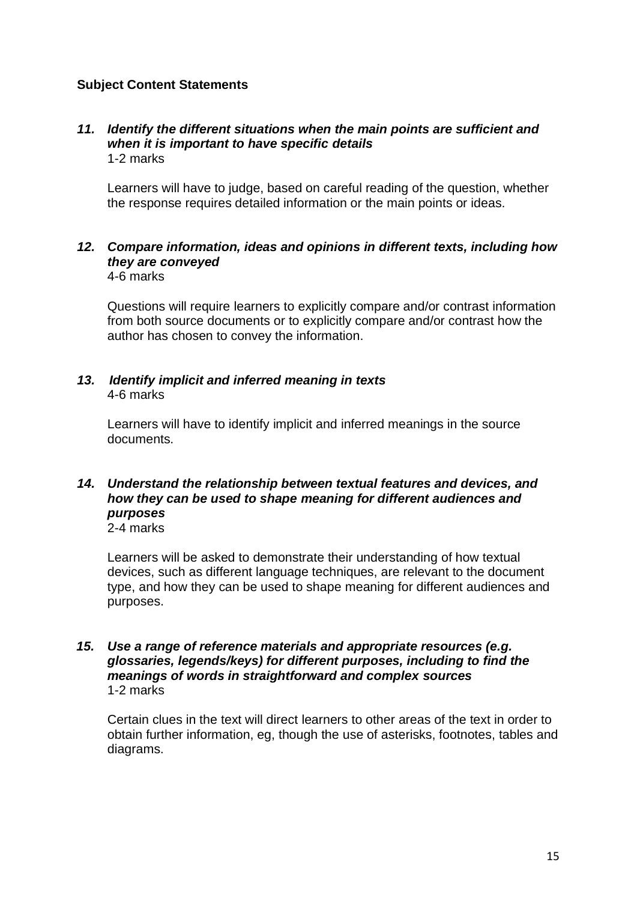**Subject Content Statements**

***11. Identify the different situations when the main points are sufficient and when it is important to have specific details***
1-2 marks

Learners will have to judge, based on careful reading of the question, whether the response requires detailed information or the main points or ideas.

***12. Compare information, ideas and opinions in different texts, including how they are conveyed***
4-6 marks

Questions will require learners to explicitly compare and/or contrast information from both source documents or to explicitly compare and/or contrast how the author has chosen to convey the information.

***13. Identify implicit and inferred meaning in texts***
4-6 marks

Learners will have to identify implicit and inferred meanings in the source documents.

***14. Understand the relationship between textual features and devices, and how they can be used to shape meaning for different audiences and purposes***
2-4 marks

Learners will be asked to demonstrate their understanding of how textual devices, such as different language techniques, are relevant to the document type, and how they can be used to shape meaning for different audiences and purposes.

***15. Use a range of reference materials and appropriate resources (e.g. glossaries, legends/keys) for different purposes, including to find the meanings of words in straightforward and complex sources***
1-2 marks

Certain clues in the text will direct learners to other areas of the text in order to obtain further information, eg, though the use of asterisks, footnotes, tables and diagrams.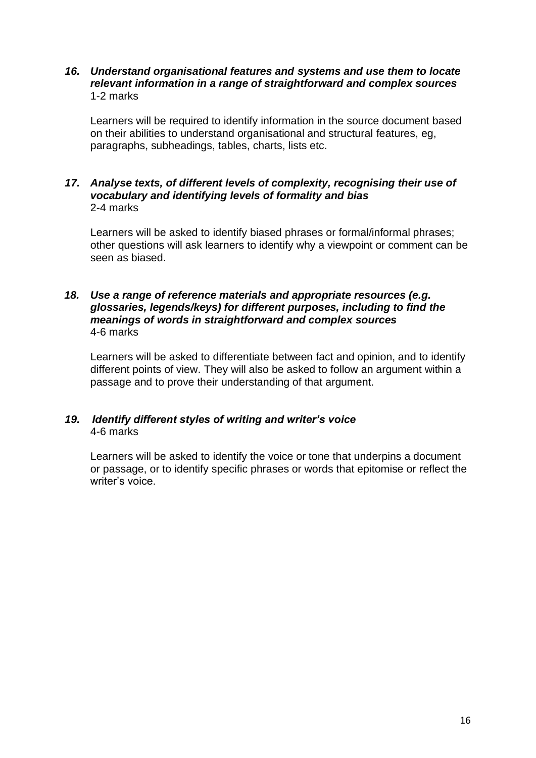***16. Understand organisational features and systems and use them to locate relevant information in a range of straightforward and complex sources***
1-2 marks

Learners will be required to identify information in the source document based on their abilities to understand organisational and structural features, eg, paragraphs, subheadings, tables, charts, lists etc.

***17. Analyse texts, of different levels of complexity, recognising their use of vocabulary and identifying levels of formality and bias***
2-4 marks

Learners will be asked to identify biased phrases or formal/informal phrases; other questions will ask learners to identify why a viewpoint or comment can be seen as biased.

***18. Use a range of reference materials and appropriate resources (e.g. glossaries, legends/keys) for different purposes, including to find the meanings of words in straightforward and complex sources***
4-6 marks

Learners will be asked to differentiate between fact and opinion, and to identify different points of view. They will also be asked to follow an argument within a passage and to prove their understanding of that argument.

***19. Identify different styles of writing and writer's voice***
4-6 marks

Learners will be asked to identify the voice or tone that underpins a document or passage, or to identify specific phrases or words that epitomise or reflect the writer's voice.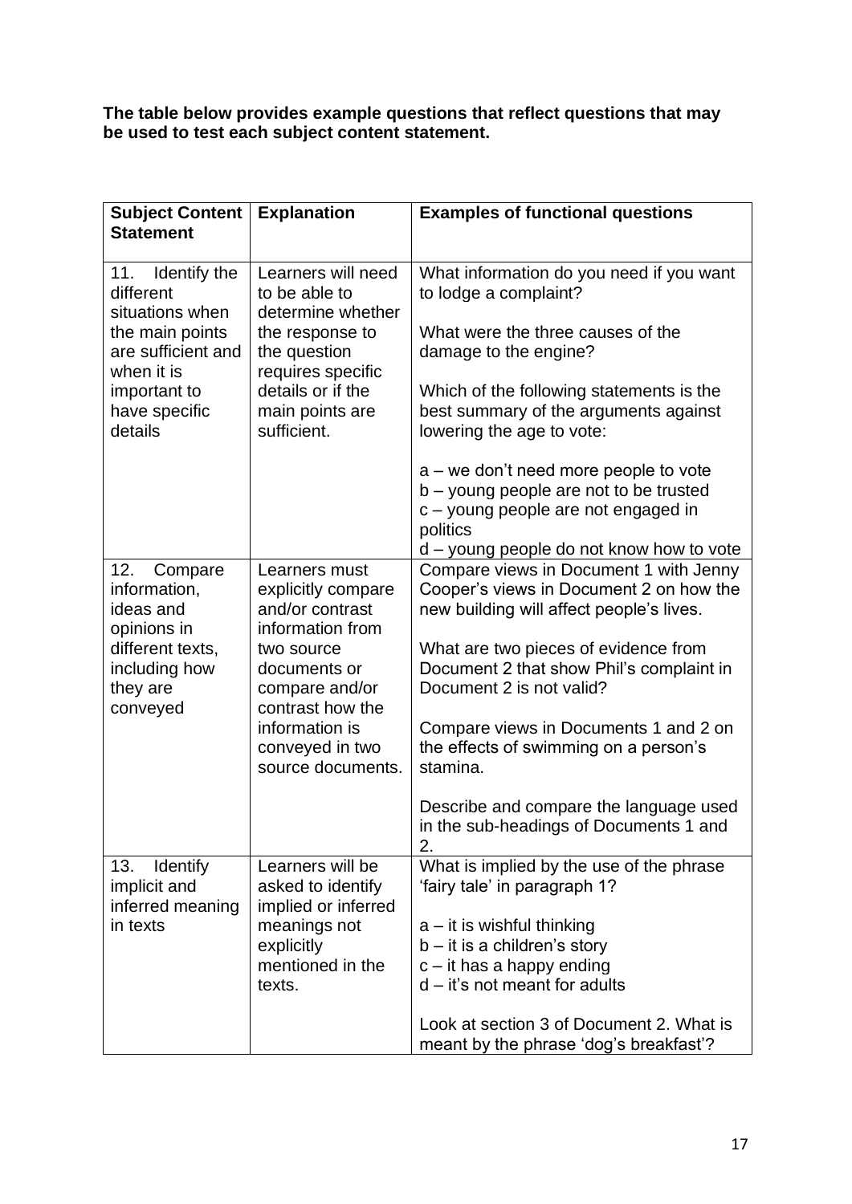**The table below provides example questions that reflect questions that may be used to test each subject content statement.**

| Subject Content Statement | Explanation | Examples of functional questions |
|---|---|---|
| 11. Identify the different situations when the main points are sufficient and when it is important to have specific details | Learners will need to be able to determine whether the response to the question requires specific details or if the main points are sufficient. | What information do you need if you want to lodge a complaint?<br><br>What were the three causes of the damage to the engine?<br><br>Which of the following statements is the best summary of the arguments against lowering the age to vote:<br><br>a – we don't need more people to vote<br>b – young people are not to be trusted<br>c – young people are not engaged in politics<br>d – young people do not know how to vote |
| 12. Compare information, ideas and opinions in different texts, including how they are conveyed | Learners must explicitly compare and/or contrast information from two source documents or compare and/or contrast how the information is conveyed in two source documents. | Compare views in Document 1 with Jenny Cooper's views in Document 2 on how the new building will affect people's lives.<br><br>What are two pieces of evidence from Document 2 that show Phil's complaint in Document 2 is not valid?<br><br>Compare views in Documents 1 and 2 on the effects of swimming on a person's stamina.<br><br>Describe and compare the language used in the sub-headings of Documents 1 and 2. |
| 13. Identify implicit and inferred meaning in texts | Learners will be asked to identify implied or inferred meanings not explicitly mentioned in the texts. | What is implied by the use of the phrase 'fairy tale' in paragraph 1?<br><br>a – it is wishful thinking<br>b – it is a children's story<br>c – it has a happy ending<br>d – it's not meant for adults<br><br>Look at section 3 of Document 2. What is meant by the phrase 'dog's breakfast'? |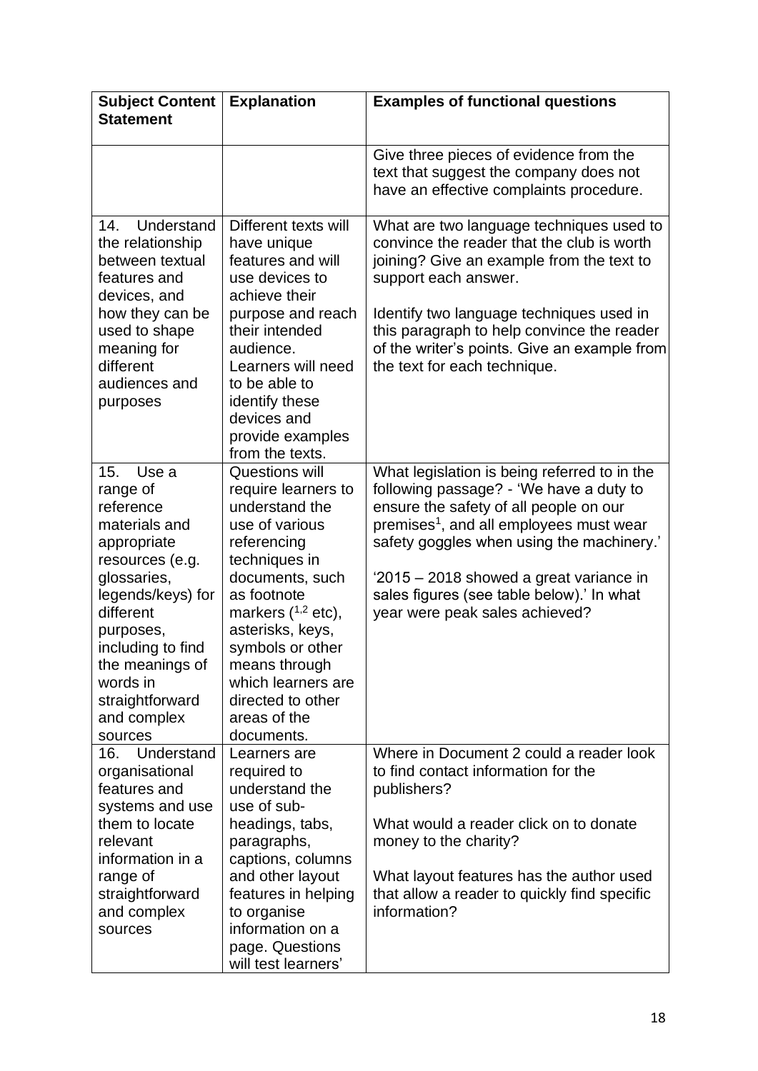| Subject Content Statement | Explanation | Examples of functional questions |
|---|---|---|
| | | Give three pieces of evidence from the text that suggest the company does not have an effective complaints procedure. |
| 14. Understand the relationship between textual features and devices, and how they can be used to shape meaning for different audiences and purposes | Different texts will have unique features and will use devices to achieve their purpose and reach their intended audience. Learners will need to be able to identify these devices and provide examples from the texts. | What are two language techniques used to convince the reader that the club is worth joining? Give an example from the text to support each answer.<br><br>Identify two language techniques used in this paragraph to help convince the reader of the writer's points. Give an example from the text for each technique. |
| 15. Use a range of reference materials and appropriate resources (e.g. glossaries, legends/keys) for different purposes, including to find the meanings of words in straightforward and complex sources | Questions will require learners to understand the use of various referencing techniques in documents, such as footnote markers ([1,2] etc), asterisks, keys, symbols or other means through which learners are directed to other areas of the documents. | What legislation is being referred to in the following passage? - 'We have a duty to ensure the safety of all people on our premises[1], and all employees must wear safety goggles when using the machinery.'<br><br>'2015 – 2018 showed a great variance in sales figures (see table below).' In what year were peak sales achieved? |
| 16. Understand organisational features and systems and use them to locate relevant information in a range of straightforward and complex sources | Learners are required to understand the use of sub-headings, tabs, paragraphs, captions, columns and other layout features in helping to organise information on a page. Questions will test learners' | Where in Document 2 could a reader look to find contact information for the publishers?<br><br>What would a reader click on to donate money to the charity?<br><br>What layout features has the author used that allow a reader to quickly find specific information? |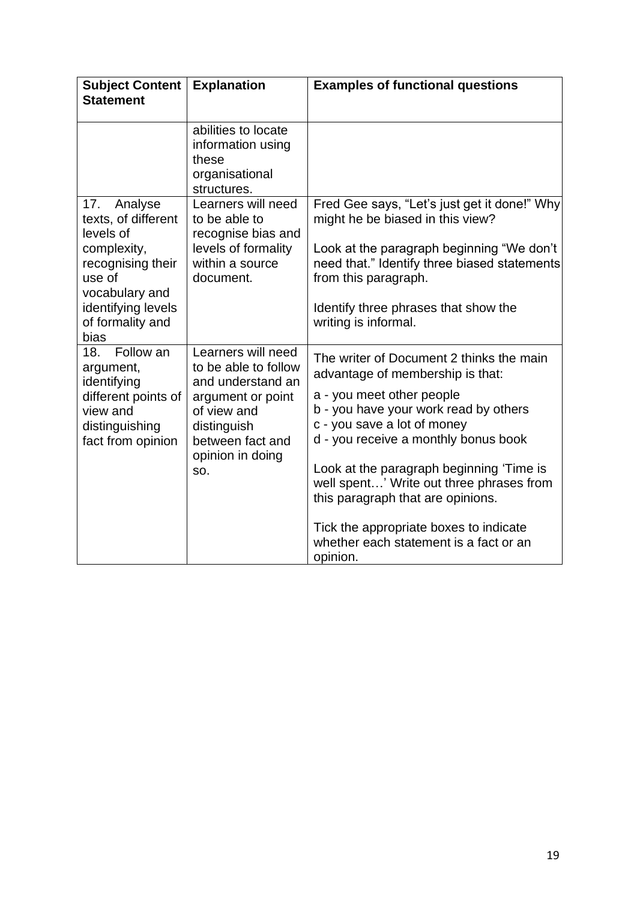| Subject Content Statement | Explanation | Examples of functional questions |
|---|---|---|
| | abilities to locate information using these organisational structures. | |
| 17. Analyse texts, of different levels of complexity, recognising their use of vocabulary and identifying levels of formality and bias | Learners will need to be able to recognise bias and levels of formality within a source document. | Fred Gee says, “Let’s just get it done!” Why might he be biased in this view?<br><br>Look at the paragraph beginning “We don’t need that.” Identify three biased statements from this paragraph.<br><br>Identify three phrases that show the writing is informal. |
| 18. Follow an argument, identifying different points of view and distinguishing fact from opinion | Learners will need to be able to follow and understand an argument or point of view and distinguish between fact and opinion in doing so. | The writer of Document 2 thinks the main advantage of membership is that:<br><br>a - you meet other people<br>b - you have your work read by others<br>c - you save a lot of money<br>d - you receive a monthly bonus book<br><br>Look at the paragraph beginning ‘Time is well spent…’ Write out three phrases from this paragraph that are opinions.<br><br>Tick the appropriate boxes to indicate whether each statement is a fact or an opinion. |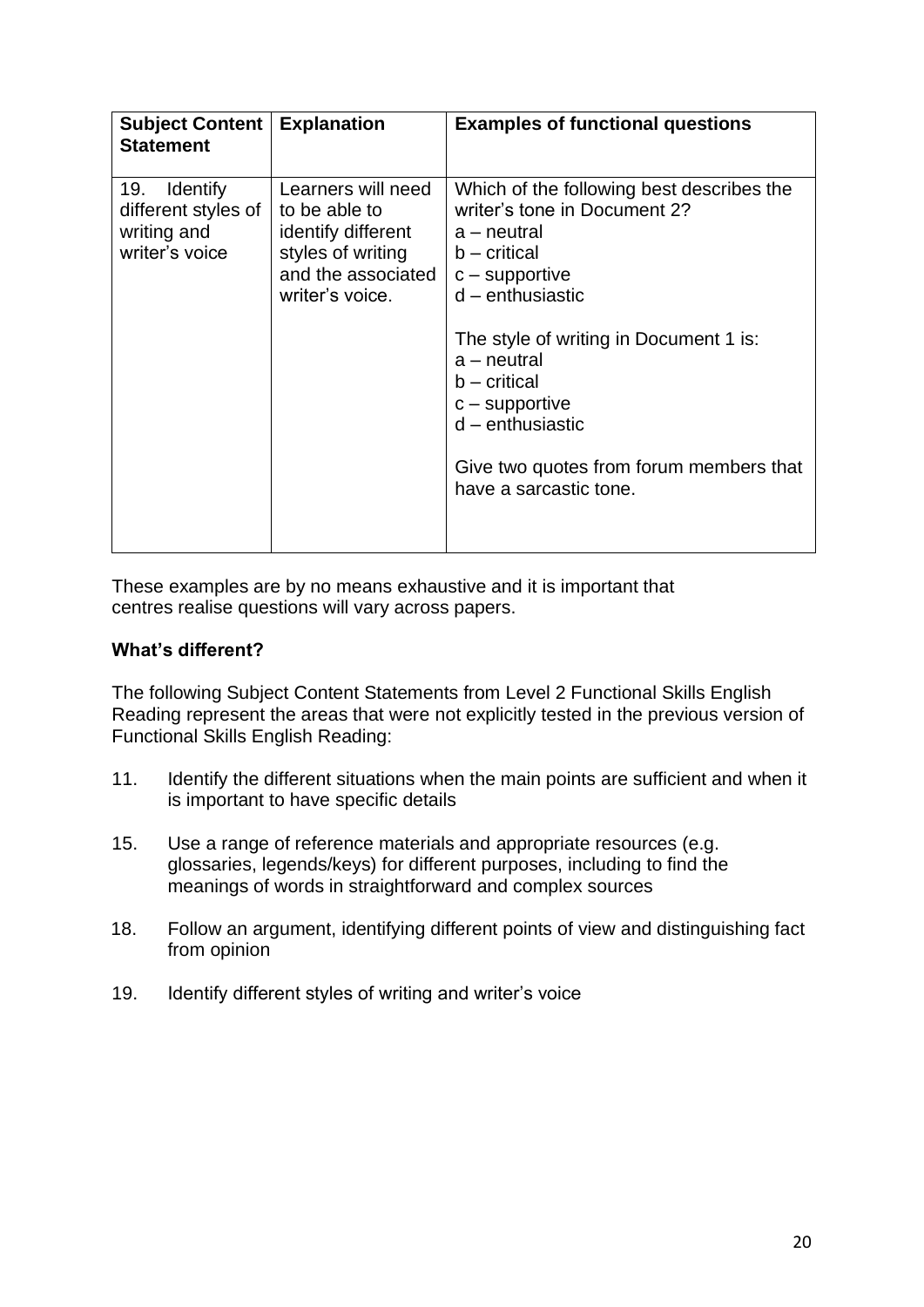| Subject Content Statement | Explanation | Examples of functional questions |
|---|---|---|
| 19. Identify different styles of writing and writer's voice | Learners will need to be able to identify different styles of writing and the associated writer's voice. | Which of the following best describes the writer's tone in Document 2?<br>a – neutral<br>b – critical<br>c – supportive<br>d – enthusiastic<br><br>The style of writing in Document 1 is:<br>a – neutral<br>b – critical<br>c – supportive<br>d – enthusiastic<br><br>Give two quotes from forum members that have a sarcastic tone. |

These examples are by no means exhaustive and it is important that centres realise questions will vary across papers.

**What's different?**

The following Subject Content Statements from Level 2 Functional Skills English Reading represent the areas that were not explicitly tested in the previous version of Functional Skills English Reading:

11. Identify the different situations when the main points are sufficient and when it is important to have specific details

15. Use a range of reference materials and appropriate resources (e.g. glossaries, legends/keys) for different purposes, including to find the meanings of words in straightforward and complex sources

18. Follow an argument, identifying different points of view and distinguishing fact from opinion

19. Identify different styles of writing and writer's voice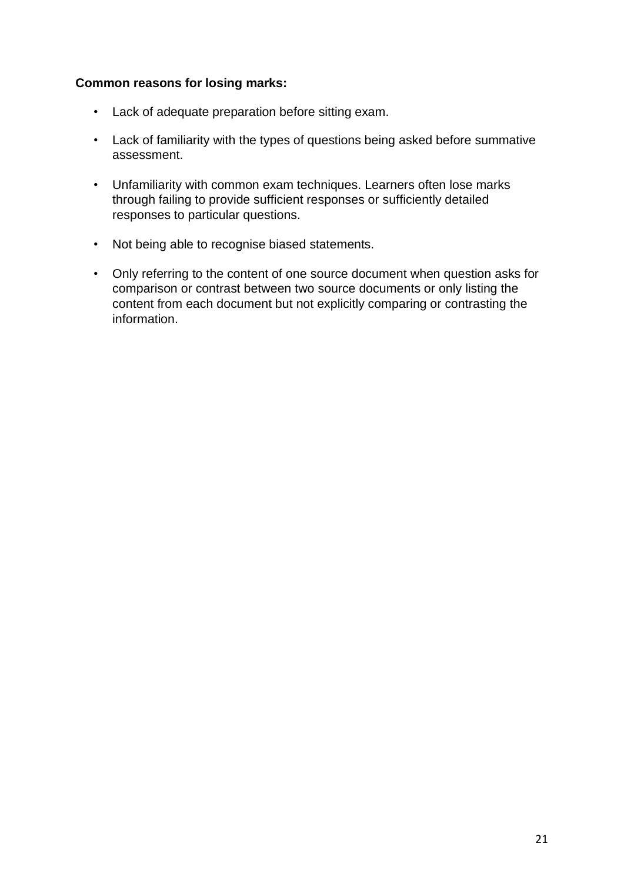**Common reasons for losing marks:**

- Lack of adequate preparation before sitting exam.
- Lack of familiarity with the types of questions being asked before summative assessment.
- Unfamiliarity with common exam techniques. Learners often lose marks through failing to provide sufficient responses or sufficiently detailed responses to particular questions.
- Not being able to recognise biased statements.
- Only referring to the content of one source document when question asks for comparison or contrast between two source documents or only listing the content from each document but not explicitly comparing or contrasting the information.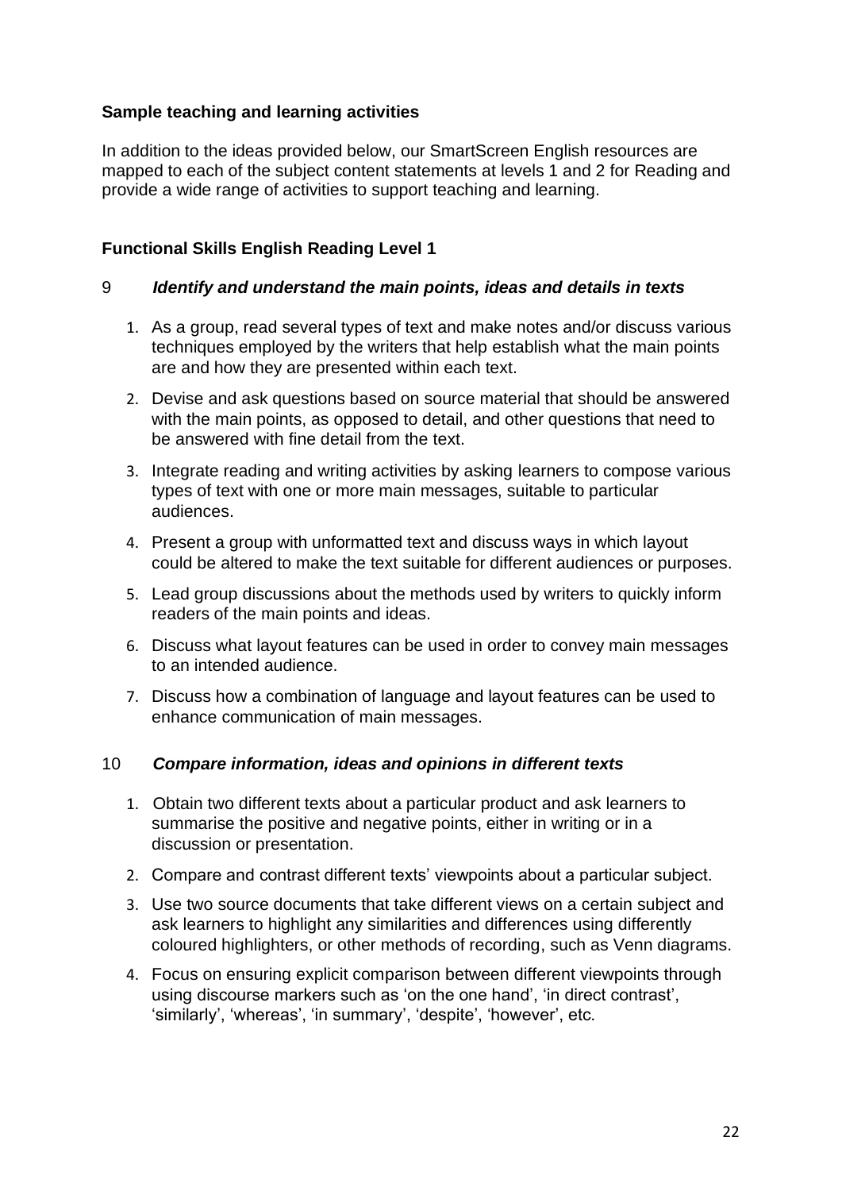### Sample teaching and learning activities

In addition to the ideas provided below, our SmartScreen English resources are mapped to each of the subject content statements at levels 1 and 2 for Reading and provide a wide range of activities to support teaching and learning.

### Functional Skills English Reading Level 1

#### 9 *Identify and understand the main points, ideas and details in texts*

1. As a group, read several types of text and make notes and/or discuss various techniques employed by the writers that help establish what the main points are and how they are presented within each text.
2. Devise and ask questions based on source material that should be answered with the main points, as opposed to detail, and other questions that need to be answered with fine detail from the text.
3. Integrate reading and writing activities by asking learners to compose various types of text with one or more main messages, suitable to particular audiences.
4. Present a group with unformatted text and discuss ways in which layout could be altered to make the text suitable for different audiences or purposes.
5. Lead group discussions about the methods used by writers to quickly inform readers of the main points and ideas.
6. Discuss what layout features can be used in order to convey main messages to an intended audience.
7. Discuss how a combination of language and layout features can be used to enhance communication of main messages.

#### 10 *Compare information, ideas and opinions in different texts*

1. Obtain two different texts about a particular product and ask learners to summarise the positive and negative points, either in writing or in a discussion or presentation.
2. Compare and contrast different texts' viewpoints about a particular subject.
3. Use two source documents that take different views on a certain subject and ask learners to highlight any similarities and differences using differently coloured highlighters, or other methods of recording, such as Venn diagrams.
4. Focus on ensuring explicit comparison between different viewpoints through using discourse markers such as 'on the one hand', 'in direct contrast', 'similarly', 'whereas', 'in summary', 'despite', 'however', etc.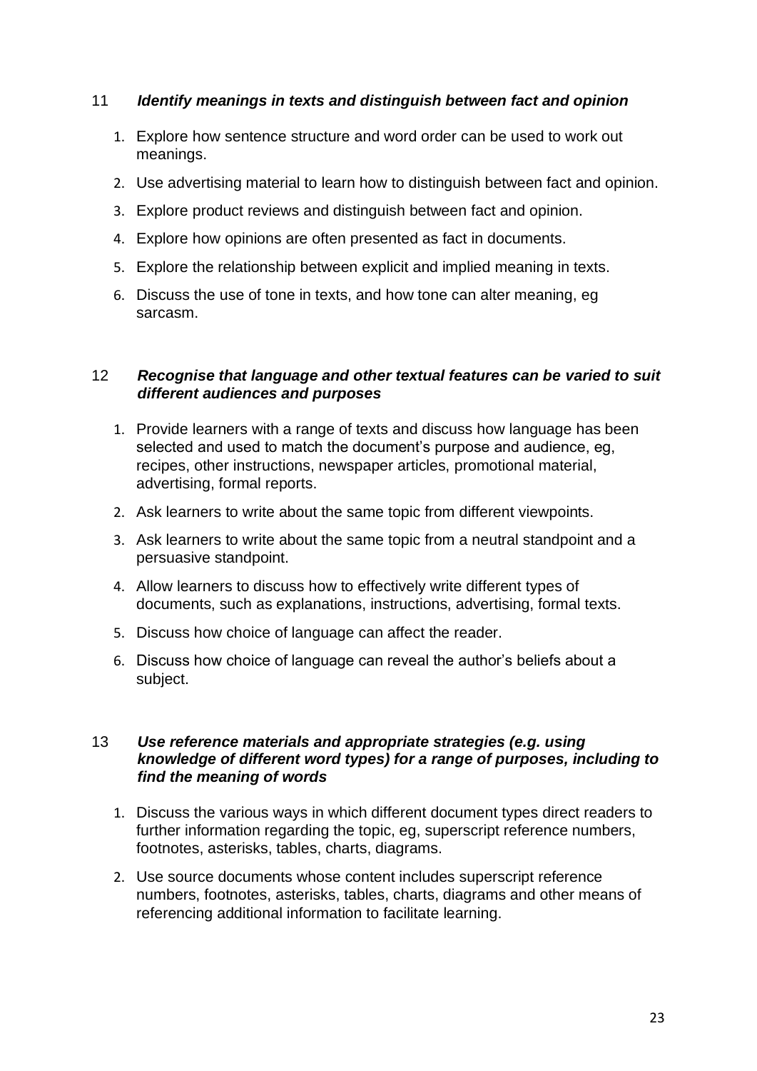11 ***Identify meanings in texts and distinguish between fact and opinion***

1. Explore how sentence structure and word order can be used to work out meanings.
2. Use advertising material to learn how to distinguish between fact and opinion.
3. Explore product reviews and distinguish between fact and opinion.
4. Explore how opinions are often presented as fact in documents.
5. Explore the relationship between explicit and implied meaning in texts.
6. Discuss the use of tone in texts, and how tone can alter meaning, eg sarcasm.

12 ***Recognise that language and other textual features can be varied to suit different audiences and purposes***

1. Provide learners with a range of texts and discuss how language has been selected and used to match the document's purpose and audience, eg, recipes, other instructions, newspaper articles, promotional material, advertising, formal reports.
2. Ask learners to write about the same topic from different viewpoints.
3. Ask learners to write about the same topic from a neutral standpoint and a persuasive standpoint.
4. Allow learners to discuss how to effectively write different types of documents, such as explanations, instructions, advertising, formal texts.
5. Discuss how choice of language can affect the reader.
6. Discuss how choice of language can reveal the author's beliefs about a subject.

13 ***Use reference materials and appropriate strategies (e.g. using knowledge of different word types) for a range of purposes, including to find the meaning of words***

1. Discuss the various ways in which different document types direct readers to further information regarding the topic, eg, superscript reference numbers, footnotes, asterisks, tables, charts, diagrams.
2. Use source documents whose content includes superscript reference numbers, footnotes, asterisks, tables, charts, diagrams and other means of referencing additional information to facilitate learning.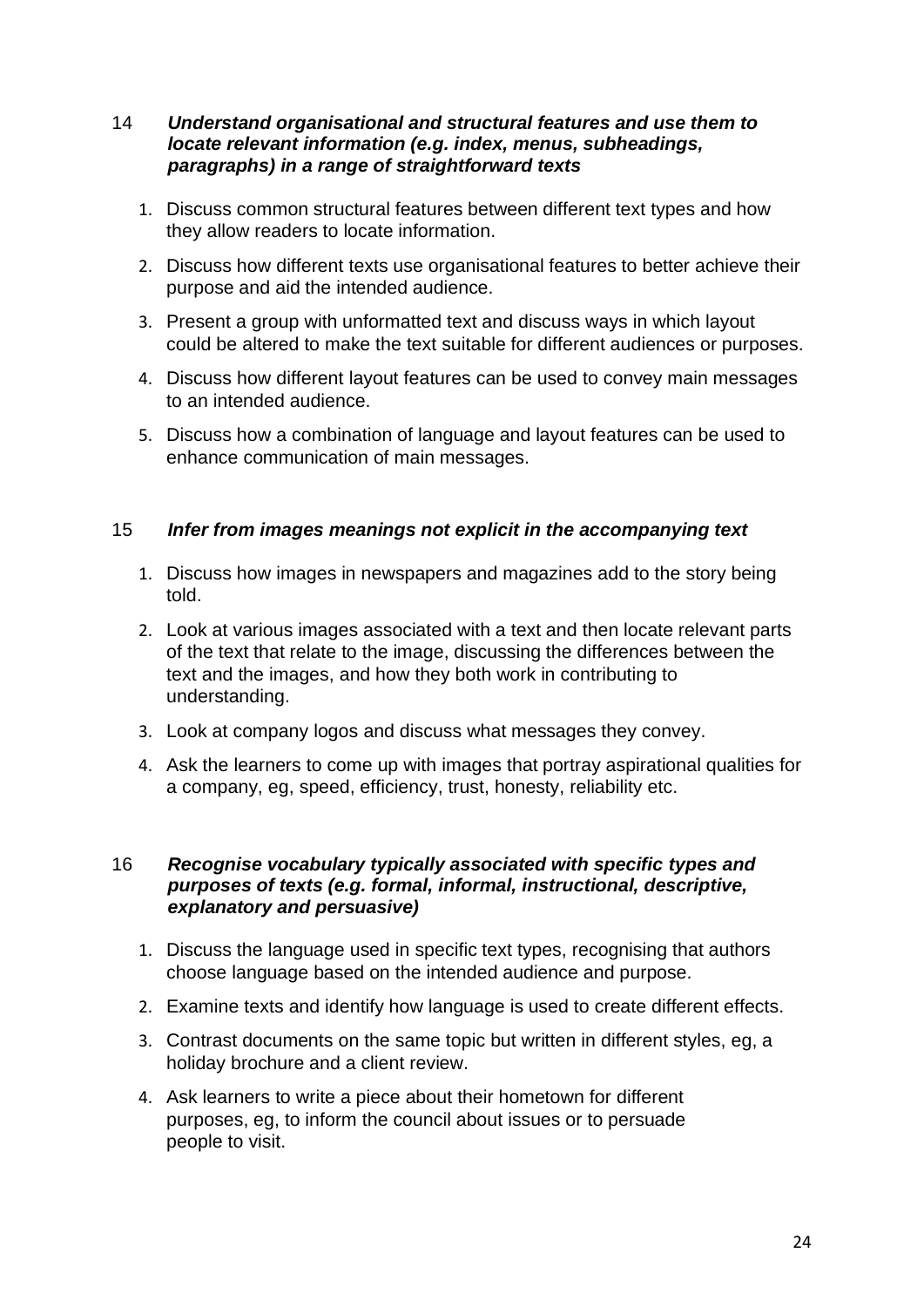14 ***Understand organisational and structural features and use them to locate relevant information (e.g. index, menus, subheadings, paragraphs) in a range of straightforward texts***

1. Discuss common structural features between different text types and how they allow readers to locate information.
2. Discuss how different texts use organisational features to better achieve their purpose and aid the intended audience.
3. Present a group with unformatted text and discuss ways in which layout could be altered to make the text suitable for different audiences or purposes.
4. Discuss how different layout features can be used to convey main messages to an intended audience.
5. Discuss how a combination of language and layout features can be used to enhance communication of main messages.

15 ***Infer from images meanings not explicit in the accompanying text***

1. Discuss how images in newspapers and magazines add to the story being told.
2. Look at various images associated with a text and then locate relevant parts of the text that relate to the image, discussing the differences between the text and the images, and how they both work in contributing to understanding.
3. Look at company logos and discuss what messages they convey.
4. Ask the learners to come up with images that portray aspirational qualities for a company, eg, speed, efficiency, trust, honesty, reliability etc.

16 ***Recognise vocabulary typically associated with specific types and purposes of texts (e.g. formal, informal, instructional, descriptive, explanatory and persuasive)***

1. Discuss the language used in specific text types, recognising that authors choose language based on the intended audience and purpose.
2. Examine texts and identify how language is used to create different effects.
3. Contrast documents on the same topic but written in different styles, eg, a holiday brochure and a client review.
4. Ask learners to write a piece about their hometown for different purposes, eg, to inform the council about issues or to persuade people to visit.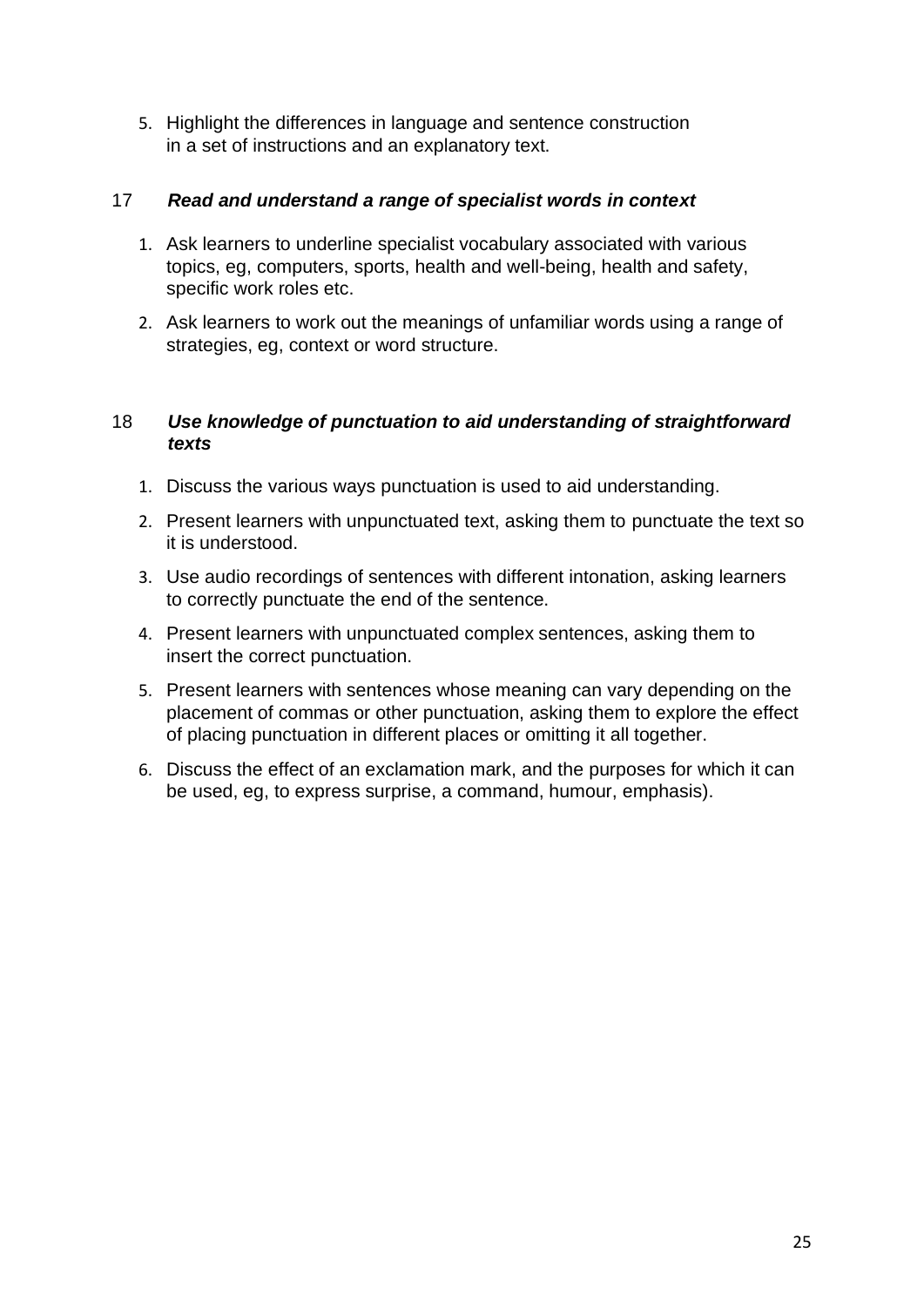5. Highlight the differences in language and sentence construction in a set of instructions and an explanatory text.

17 ***Read and understand a range of specialist words in context***

1. Ask learners to underline specialist vocabulary associated with various topics, eg, computers, sports, health and well-being, health and safety, specific work roles etc.
2. Ask learners to work out the meanings of unfamiliar words using a range of strategies, eg, context or word structure.

18 ***Use knowledge of punctuation to aid understanding of straightforward texts***

1. Discuss the various ways punctuation is used to aid understanding.
2. Present learners with unpunctuated text, asking them to punctuate the text so it is understood.
3. Use audio recordings of sentences with different intonation, asking learners to correctly punctuate the end of the sentence.
4. Present learners with unpunctuated complex sentences, asking them to insert the correct punctuation.
5. Present learners with sentences whose meaning can vary depending on the placement of commas or other punctuation, asking them to explore the effect of placing punctuation in different places or omitting it all together.
6. Discuss the effect of an exclamation mark, and the purposes for which it can be used, eg, to express surprise, a command, humour, emphasis).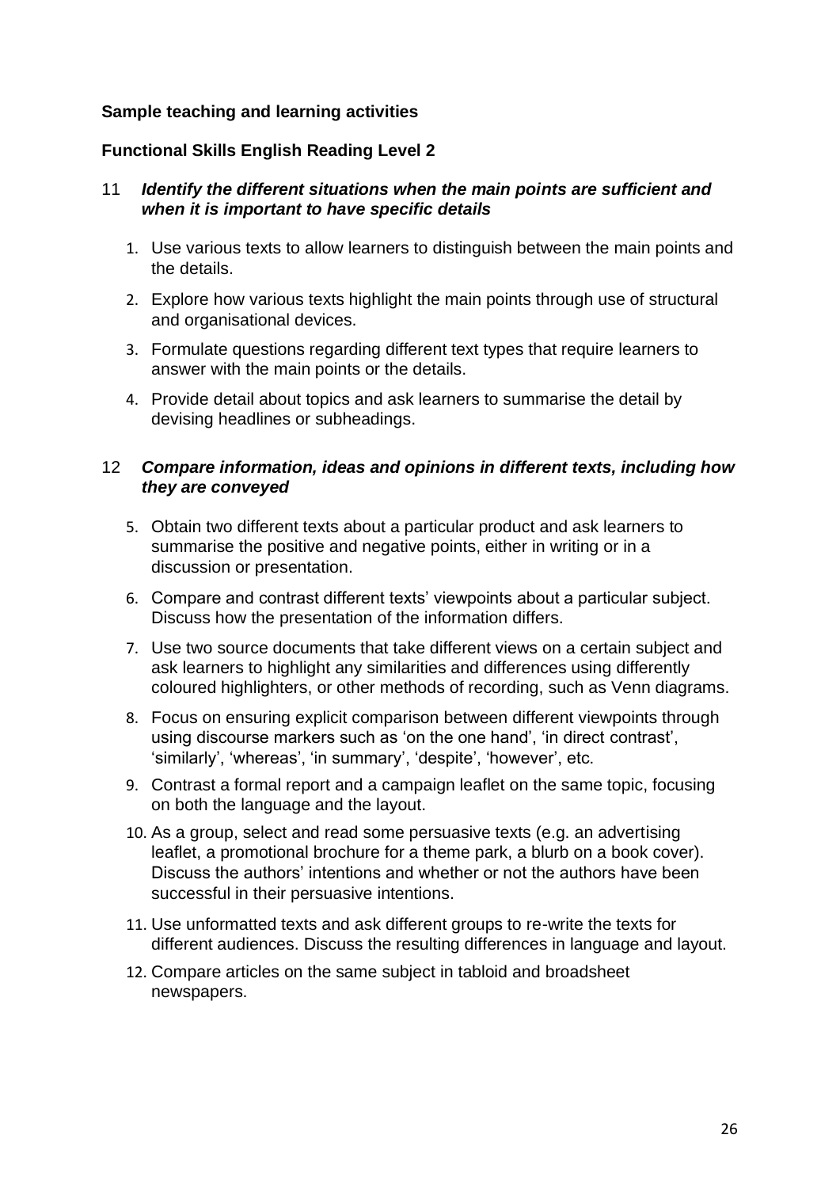**Sample teaching and learning activities**

**Functional Skills English Reading Level 2**

11 ***Identify the different situations when the main points are sufficient and when it is important to have specific details***

1. Use various texts to allow learners to distinguish between the main points and the details.
2. Explore how various texts highlight the main points through use of structural and organisational devices.
3. Formulate questions regarding different text types that require learners to answer with the main points or the details.
4. Provide detail about topics and ask learners to summarise the detail by devising headlines or subheadings.

12 ***Compare information, ideas and opinions in different texts, including how they are conveyed***

5. Obtain two different texts about a particular product and ask learners to summarise the positive and negative points, either in writing or in a discussion or presentation.
6. Compare and contrast different texts' viewpoints about a particular subject. Discuss how the presentation of the information differs.
7. Use two source documents that take different views on a certain subject and ask learners to highlight any similarities and differences using differently coloured highlighters, or other methods of recording, such as Venn diagrams.
8. Focus on ensuring explicit comparison between different viewpoints through using discourse markers such as 'on the one hand', 'in direct contrast', 'similarly', 'whereas', 'in summary', 'despite', 'however', etc.
9. Contrast a formal report and a campaign leaflet on the same topic, focusing on both the language and the layout.
10. As a group, select and read some persuasive texts (e.g. an advertising leaflet, a promotional brochure for a theme park, a blurb on a book cover). Discuss the authors' intentions and whether or not the authors have been successful in their persuasive intentions.
11. Use unformatted texts and ask different groups to re-write the texts for different audiences. Discuss the resulting differences in language and layout.
12. Compare articles on the same subject in tabloid and broadsheet newspapers.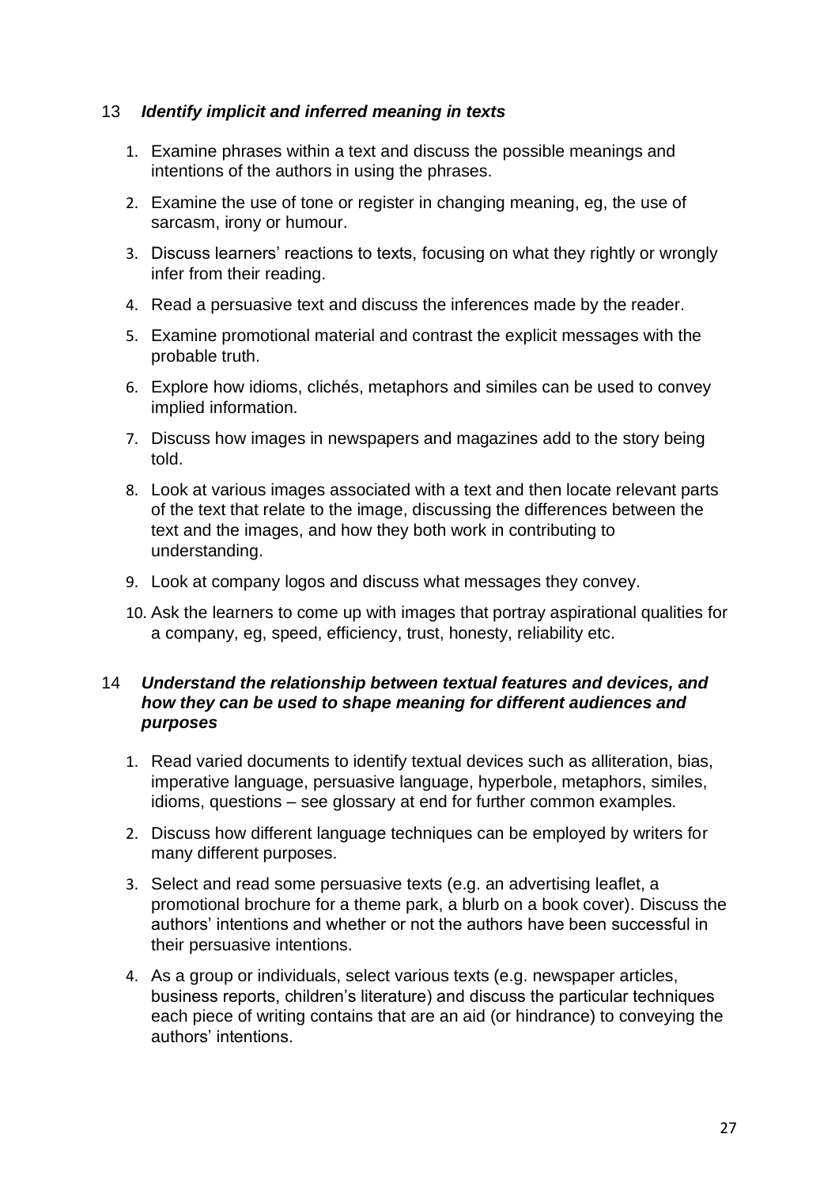## 13 *Identify implicit and inferred meaning in texts*

1. Examine phrases within a text and discuss the possible meanings and intentions of the authors in using the phrases.
2. Examine the use of tone or register in changing meaning, eg, the use of sarcasm, irony or humour.
3. Discuss learners' reactions to texts, focusing on what they rightly or wrongly infer from their reading.
4. Read a persuasive text and discuss the inferences made by the reader.
5. Examine promotional material and contrast the explicit messages with the probable truth.
6. Explore how idioms, clichés, metaphors and similes can be used to convey implied information.
7. Discuss how images in newspapers and magazines add to the story being told.
8. Look at various images associated with a text and then locate relevant parts of the text that relate to the image, discussing the differences between the text and the images, and how they both work in contributing to understanding.
9. Look at company logos and discuss what messages they convey.
10. Ask the learners to come up with images that portray aspirational qualities for a company, eg, speed, efficiency, trust, honesty, reliability etc.

## 14 *Understand the relationship between textual features and devices, and how they can be used to shape meaning for different audiences and purposes*

1. Read varied documents to identify textual devices such as alliteration, bias, imperative language, persuasive language, hyperbole, metaphors, similes, idioms, questions – see glossary at end for further common examples.
2. Discuss how different language techniques can be employed by writers for many different purposes.
3. Select and read some persuasive texts (e.g. an advertising leaflet, a promotional brochure for a theme park, a blurb on a book cover). Discuss the authors' intentions and whether or not the authors have been successful in their persuasive intentions.
4. As a group or individuals, select various texts (e.g. newspaper articles, business reports, children's literature) and discuss the particular techniques each piece of writing contains that are an aid (or hindrance) to conveying the authors' intentions.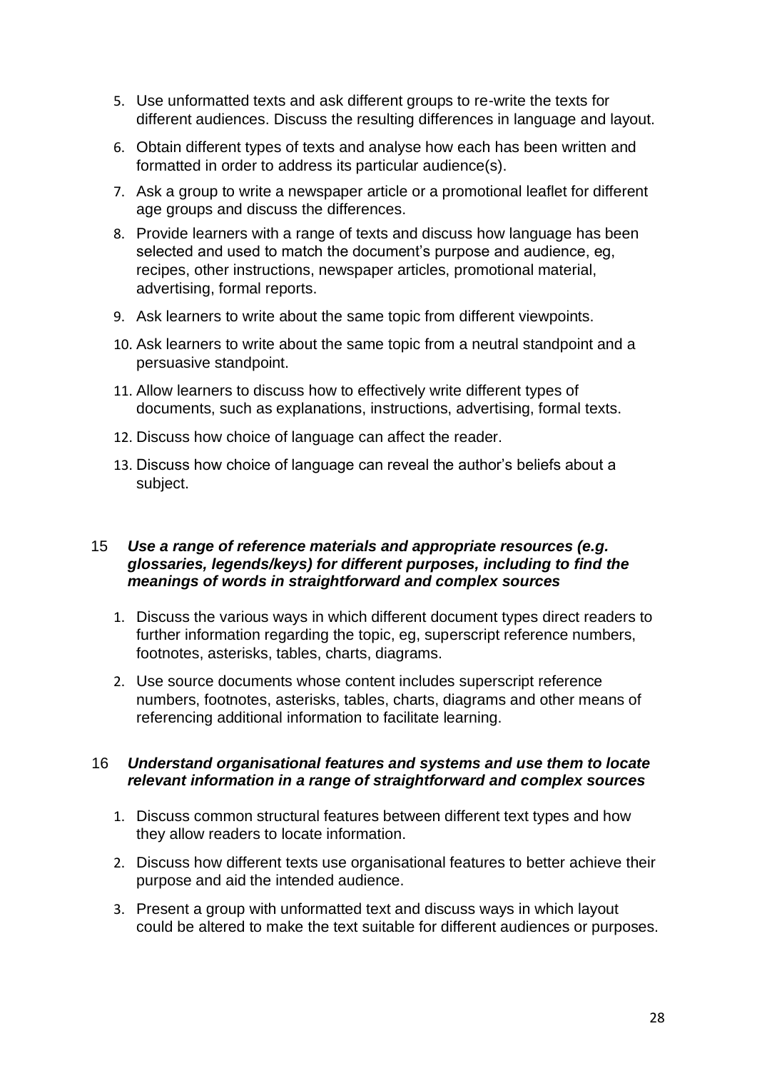5. Use unformatted texts and ask different groups to re-write the texts for different audiences. Discuss the resulting differences in language and layout.
6. Obtain different types of texts and analyse how each has been written and formatted in order to address its particular audience(s).
7. Ask a group to write a newspaper article or a promotional leaflet for different age groups and discuss the differences.
8. Provide learners with a range of texts and discuss how language has been selected and used to match the document's purpose and audience, eg, recipes, other instructions, newspaper articles, promotional material, advertising, formal reports.
9. Ask learners to write about the same topic from different viewpoints.
10. Ask learners to write about the same topic from a neutral standpoint and a persuasive standpoint.
11. Allow learners to discuss how to effectively write different types of documents, such as explanations, instructions, advertising, formal texts.
12. Discuss how choice of language can affect the reader.
13. Discuss how choice of language can reveal the author's beliefs about a subject.

### 15 ***Use a range of reference materials and appropriate resources (e.g. glossaries, legends/keys) for different purposes, including to find the meanings of words in straightforward and complex sources***

1. Discuss the various ways in which different document types direct readers to further information regarding the topic, eg, superscript reference numbers, footnotes, asterisks, tables, charts, diagrams.
2. Use source documents whose content includes superscript reference numbers, footnotes, asterisks, tables, charts, diagrams and other means of referencing additional information to facilitate learning.

### 16 ***Understand organisational features and systems and use them to locate relevant information in a range of straightforward and complex sources***

1. Discuss common structural features between different text types and how they allow readers to locate information.
2. Discuss how different texts use organisational features to better achieve their purpose and aid the intended audience.
3. Present a group with unformatted text and discuss ways in which layout could be altered to make the text suitable for different audiences or purposes.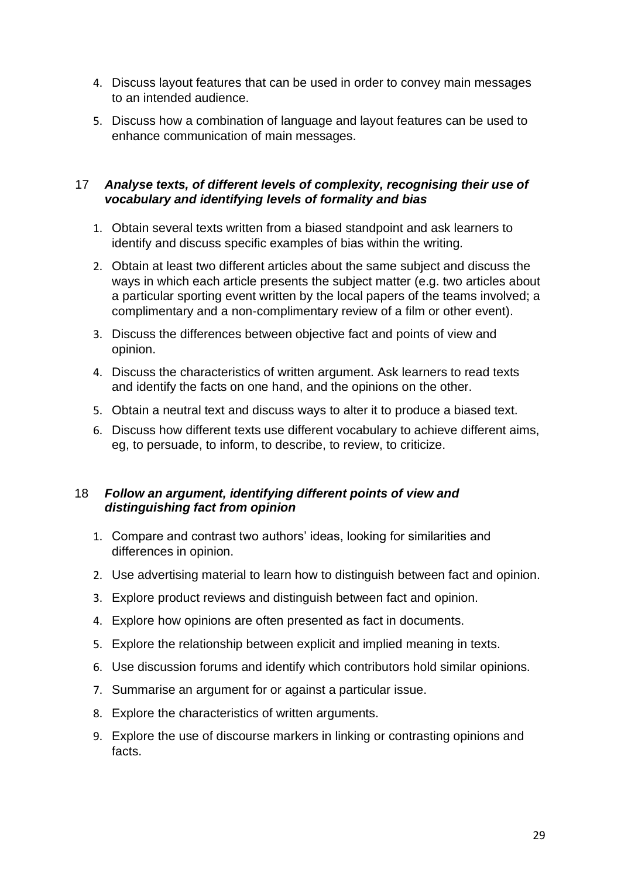4. Discuss layout features that can be used in order to convey main messages to an intended audience.
5. Discuss how a combination of language and layout features can be used to enhance communication of main messages.

### 17 *Analyse texts, of different levels of complexity, recognising their use of vocabulary and identifying levels of formality and bias*

1. Obtain several texts written from a biased standpoint and ask learners to identify and discuss specific examples of bias within the writing.
2. Obtain at least two different articles about the same subject and discuss the ways in which each article presents the subject matter (e.g. two articles about a particular sporting event written by the local papers of the teams involved; a complimentary and a non-complimentary review of a film or other event).
3. Discuss the differences between objective fact and points of view and opinion.
4. Discuss the characteristics of written argument. Ask learners to read texts and identify the facts on one hand, and the opinions on the other.
5. Obtain a neutral text and discuss ways to alter it to produce a biased text.
6. Discuss how different texts use different vocabulary to achieve different aims, eg, to persuade, to inform, to describe, to review, to criticize.

### 18 *Follow an argument, identifying different points of view and distinguishing fact from opinion*

1. Compare and contrast two authors' ideas, looking for similarities and differences in opinion.
2. Use advertising material to learn how to distinguish between fact and opinion.
3. Explore product reviews and distinguish between fact and opinion.
4. Explore how opinions are often presented as fact in documents.
5. Explore the relationship between explicit and implied meaning in texts.
6. Use discussion forums and identify which contributors hold similar opinions.
7. Summarise an argument for or against a particular issue.
8. Explore the characteristics of written arguments.
9. Explore the use of discourse markers in linking or contrasting opinions and facts.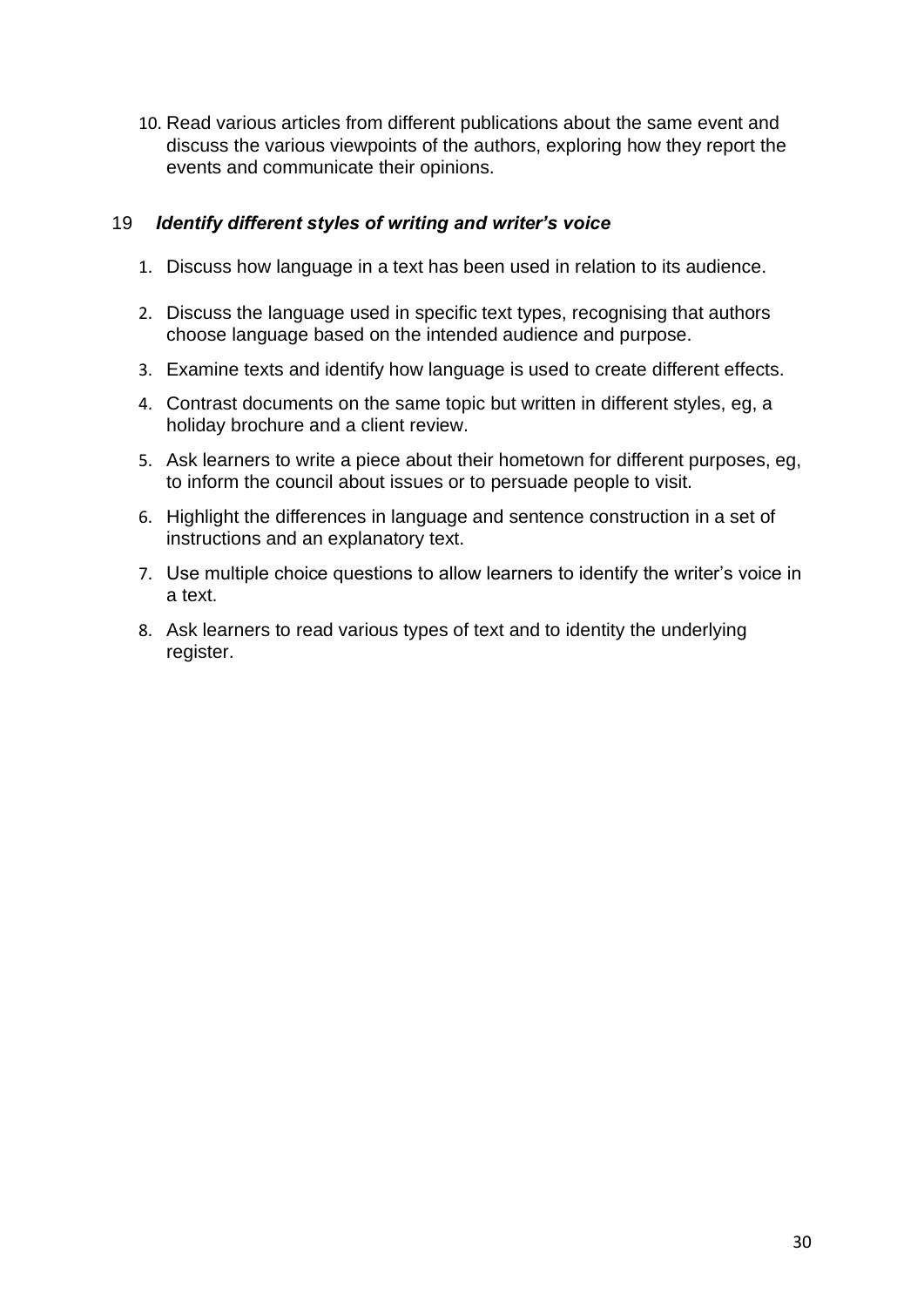10. Read various articles from different publications about the same event and discuss the various viewpoints of the authors, exploring how they report the events and communicate their opinions.

## 19 *Identify different styles of writing and writer's voice*

1. Discuss how language in a text has been used in relation to its audience.
2. Discuss the language used in specific text types, recognising that authors choose language based on the intended audience and purpose.
3. Examine texts and identify how language is used to create different effects.
4. Contrast documents on the same topic but written in different styles, eg, a holiday brochure and a client review.
5. Ask learners to write a piece about their hometown for different purposes, eg, to inform the council about issues or to persuade people to visit.
6. Highlight the differences in language and sentence construction in a set of instructions and an explanatory text.
7. Use multiple choice questions to allow learners to identify the writer's voice in a text.
8. Ask learners to read various types of text and to identity the underlying register.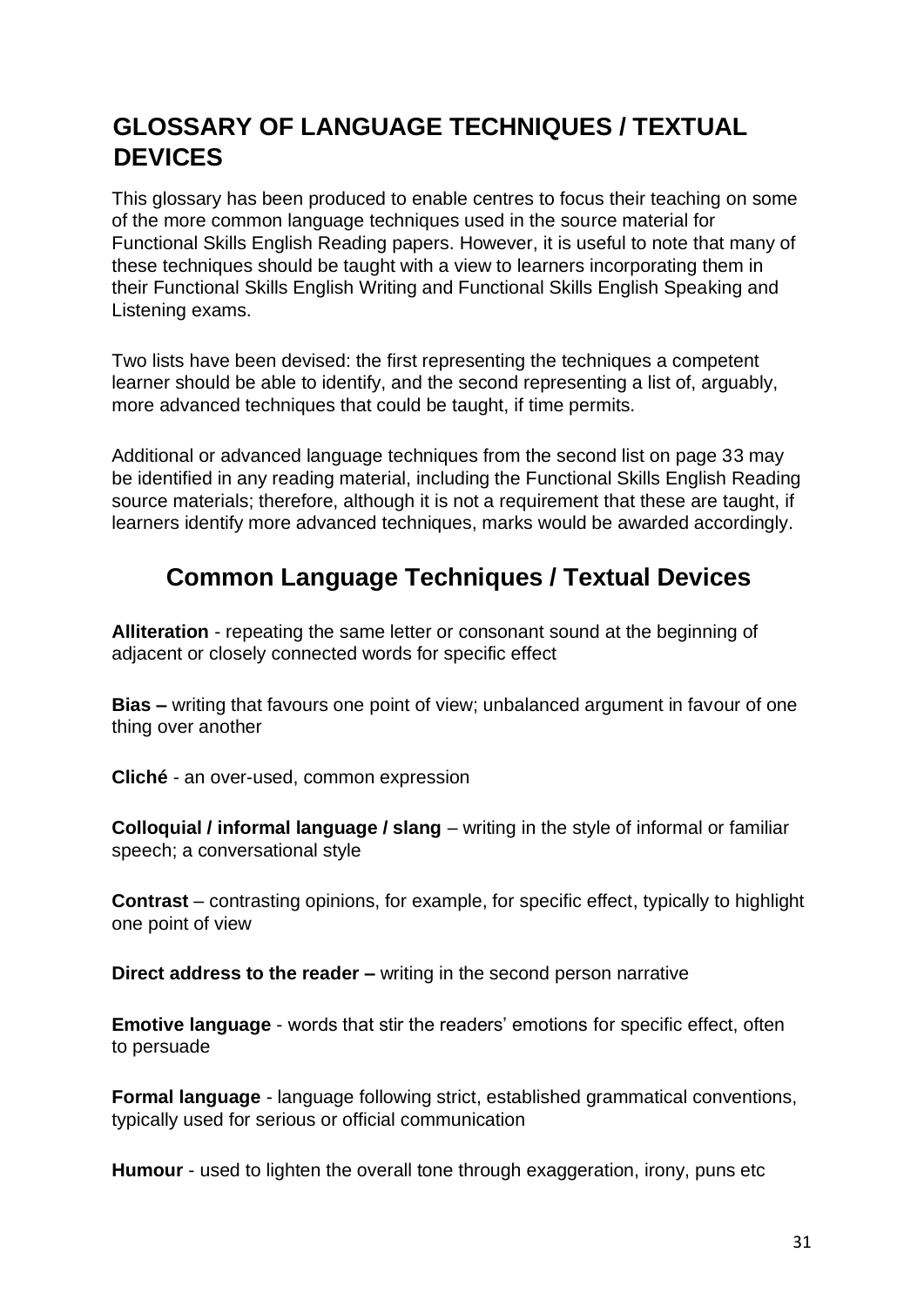# GLOSSARY OF LANGUAGE TECHNIQUES / TEXTUAL DEVICES

This glossary has been produced to enable centres to focus their teaching on some of the more common language techniques used in the source material for Functional Skills English Reading papers. However, it is useful to note that many of these techniques should be taught with a view to learners incorporating them in their Functional Skills English Writing and Functional Skills English Speaking and Listening exams.

Two lists have been devised: the first representing the techniques a competent learner should be able to identify, and the second representing a list of, arguably, more advanced techniques that could be taught, if time permits.

Additional or advanced language techniques from the second list on page 33 may be identified in any reading material, including the Functional Skills English Reading source materials; therefore, although it is not a requirement that these are taught, if learners identify more advanced techniques, marks would be awarded accordingly.

## Common Language Techniques / Textual Devices

**Alliteration** - repeating the same letter or consonant sound at the beginning of adjacent or closely connected words for specific effect

**Bias –** writing that favours one point of view; unbalanced argument in favour of one thing over another

**Cliché** - an over-used, common expression

**Colloquial / informal language / slang** – writing in the style of informal or familiar speech; a conversational style

**Contrast** – contrasting opinions, for example, for specific effect, typically to highlight one point of view

**Direct address to the reader –** writing in the second person narrative

**Emotive language** - words that stir the readers' emotions for specific effect, often to persuade

**Formal language** - language following strict, established grammatical conventions, typically used for serious or official communication

**Humour** - used to lighten the overall tone through exaggeration, irony, puns etc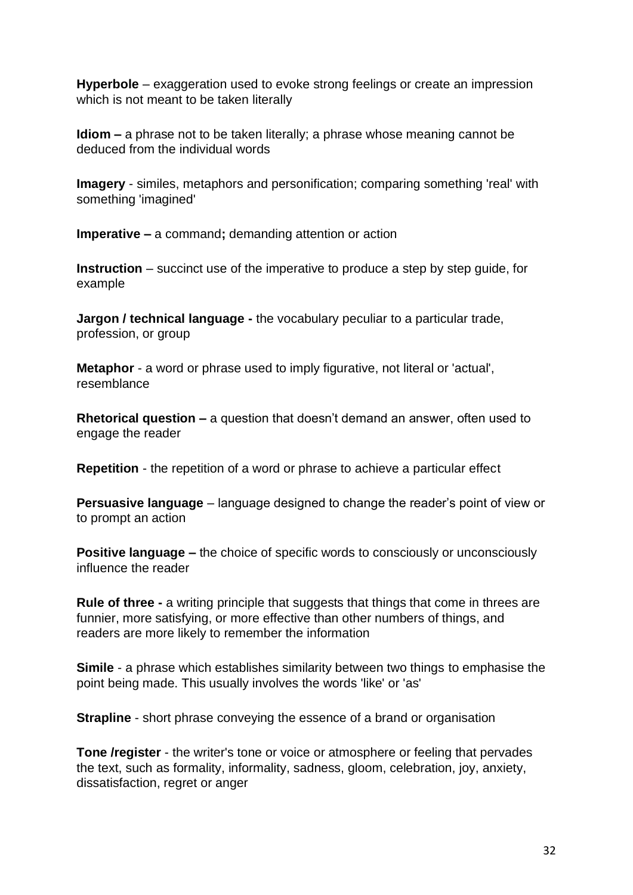**Hyperbole** – exaggeration used to evoke strong feelings or create an impression which is not meant to be taken literally

**Idiom –** a phrase not to be taken literally; a phrase whose meaning cannot be deduced from the individual words

**Imagery** - similes, metaphors and personification; comparing something 'real' with something 'imagined'

**Imperative –** a command**;** demanding attention or action

**Instruction** – succinct use of the imperative to produce a step by step guide, for example

**Jargon / technical language -** the vocabulary peculiar to a particular trade, profession, or group

**Metaphor** - a word or phrase used to imply figurative, not literal or 'actual', resemblance

**Rhetorical question –** a question that doesn't demand an answer, often used to engage the reader

**Repetition** - the repetition of a word or phrase to achieve a particular effect

**Persuasive language** – language designed to change the reader's point of view or to prompt an action

**Positive language –** the choice of specific words to consciously or unconsciously influence the reader

**Rule of three -** a writing principle that suggests that things that come in threes are funnier, more satisfying, or more effective than other numbers of things, and readers are more likely to remember the information

**Simile** - a phrase which establishes similarity between two things to emphasise the point being made. This usually involves the words 'like' or 'as'

**Strapline** - short phrase conveying the essence of a brand or organisation

**Tone /register** - the writer's tone or voice or atmosphere or feeling that pervades the text, such as formality, informality, sadness, gloom, celebration, joy, anxiety, dissatisfaction, regret or anger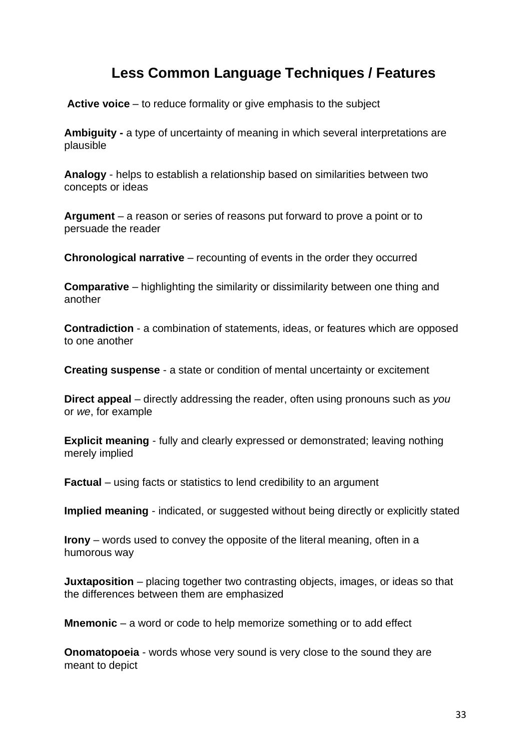# Less Common Language Techniques / Features

**Active voice** – to reduce formality or give emphasis to the subject

**Ambiguity -** a type of uncertainty of meaning in which several interpretations are plausible

**Analogy** - helps to establish a relationship based on similarities between two concepts or ideas

**Argument** – a reason or series of reasons put forward to prove a point or to persuade the reader

**Chronological narrative** – recounting of events in the order they occurred

**Comparative** – highlighting the similarity or dissimilarity between one thing and another

**Contradiction** - a combination of statements, ideas, or features which are opposed to one another

**Creating suspense** - a state or condition of mental uncertainty or excitement

**Direct appeal** – directly addressing the reader, often using pronouns such as *you* or *we*, for example

**Explicit meaning** - fully and clearly expressed or demonstrated; leaving nothing merely implied

**Factual** – using facts or statistics to lend credibility to an argument

**Implied meaning** - indicated, or suggested without being directly or explicitly stated

**Irony** – words used to convey the opposite of the literal meaning, often in a humorous way

**Juxtaposition** – placing together two contrasting objects, images, or ideas so that the differences between them are emphasized

**Mnemonic** – a word or code to help memorize something or to add effect

**Onomatopoeia** - words whose very sound is very close to the sound they are meant to depict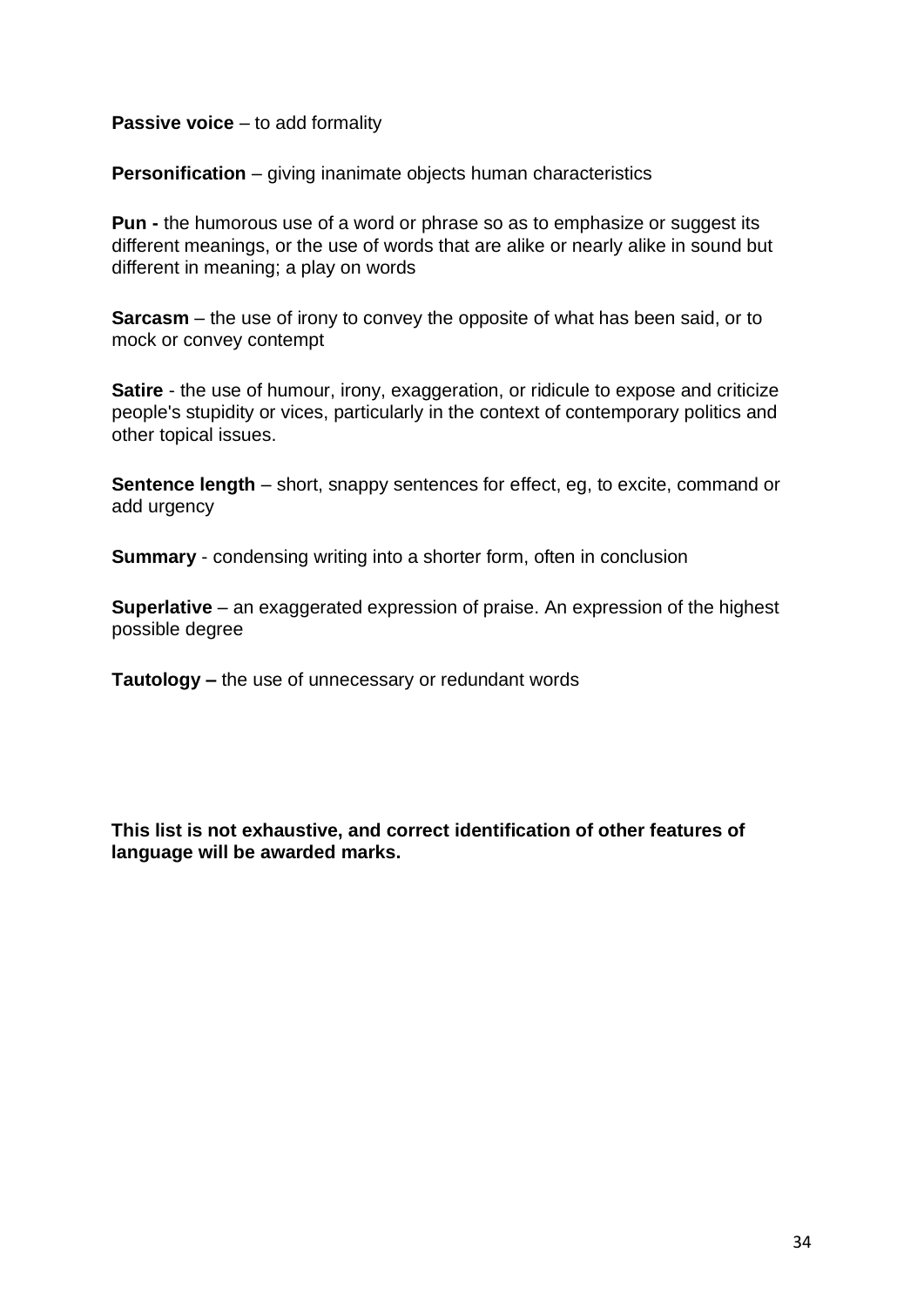**Passive voice** – to add formality

**Personification** – giving inanimate objects human characteristics

**Pun -** the humorous use of a word or phrase so as to emphasize or suggest its different meanings, or the use of words that are alike or nearly alike in sound but different in meaning; a play on words

**Sarcasm** – the use of irony to convey the opposite of what has been said, or to mock or convey contempt

**Satire** - the use of humour, irony, exaggeration, or ridicule to expose and criticize people's stupidity or vices, particularly in the context of contemporary politics and other topical issues.

**Sentence length** – short, snappy sentences for effect, eg, to excite, command or add urgency

**Summary** - condensing writing into a shorter form, often in conclusion

**Superlative** – an exaggerated expression of praise. An expression of the highest possible degree

**Tautology –** the use of unnecessary or redundant words

**This list is not exhaustive, and correct identification of other features of language will be awarded marks.**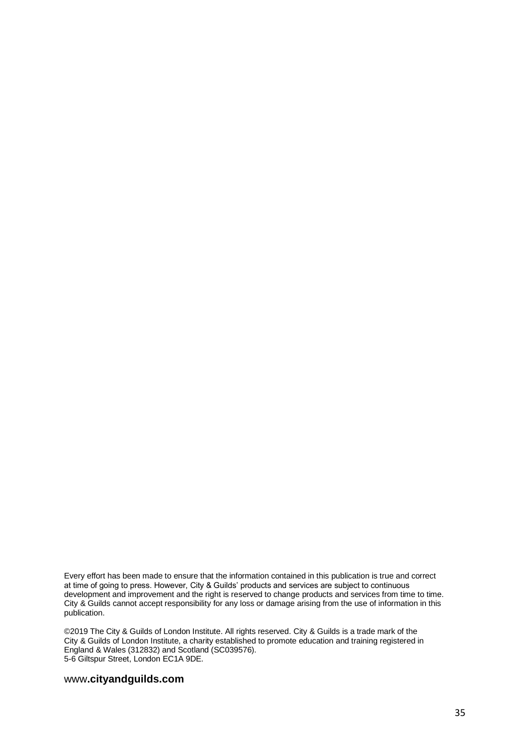Every effort has been made to ensure that the information contained in this publication is true and correct at time of going to press. However, City & Guilds' products and services are subject to continuous development and improvement and the right is reserved to change products and services from time to time. City & Guilds cannot accept responsibility for any loss or damage arising from the use of information in this publication.

©2019 The City & Guilds of London Institute. All rights reserved. City & Guilds is a trade mark of the City & Guilds of London Institute, a charity established to promote education and training registered in England & Wales (312832) and Scotland (SC039576).
5-6 Giltspur Street, London EC1A 9DE.

www**.cityandguilds.com**